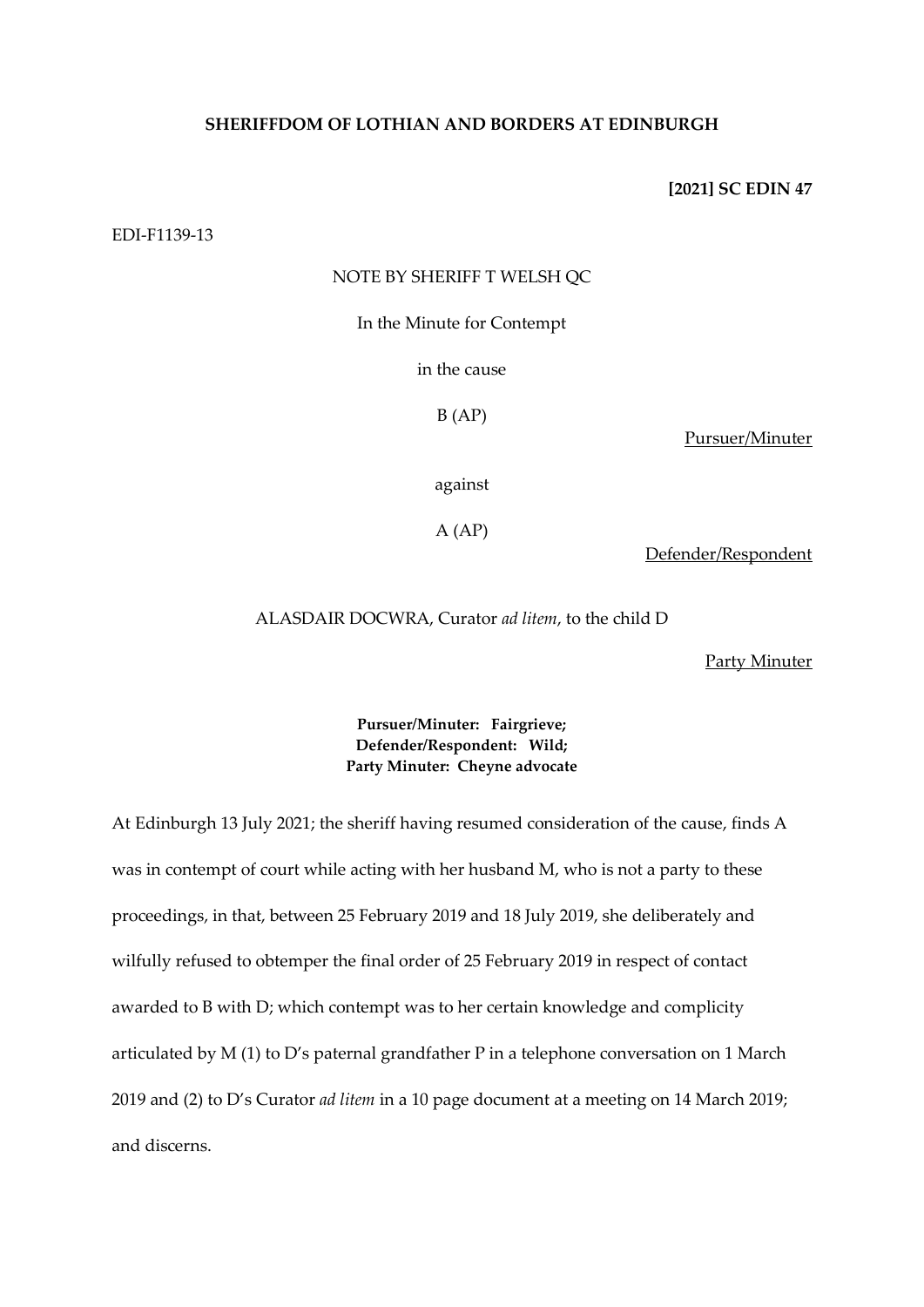**SHERIFFDOM OF LOTHIAN AND BORDERS AT EDINBURGH**

**[2021] SC EDIN 47**

EDI-F1139-13

NOTE BY SHERIFF T WELSH QC

In the Minute for Contempt

in the cause

B (AP)

Pursuer/Minuter

against

A (AP)

Defender/Respondent

ALASDAIR DOCWRA, Curator *ad litem*, to the child D

Party Minuter

**Pursuer/Minuter: Fairgrieve;**
**Defender/Respondent: Wild;**
**Party Minuter: Cheyne advocate**

At Edinburgh 13 July 2021; the sheriff having resumed consideration of the cause, finds A was in contempt of court while acting with her husband M, who is not a party to these proceedings, in that, between 25 February 2019 and 18 July 2019, she deliberately and wilfully refused to obtemper the final order of 25 February 2019 in respect of contact awarded to B with D; which contempt was to her certain knowledge and complicity articulated by M (1) to D's paternal grandfather P in a telephone conversation on 1 March 2019 and (2) to D's Curator *ad litem* in a 10 page document at a meeting on 14 March 2019; and discerns.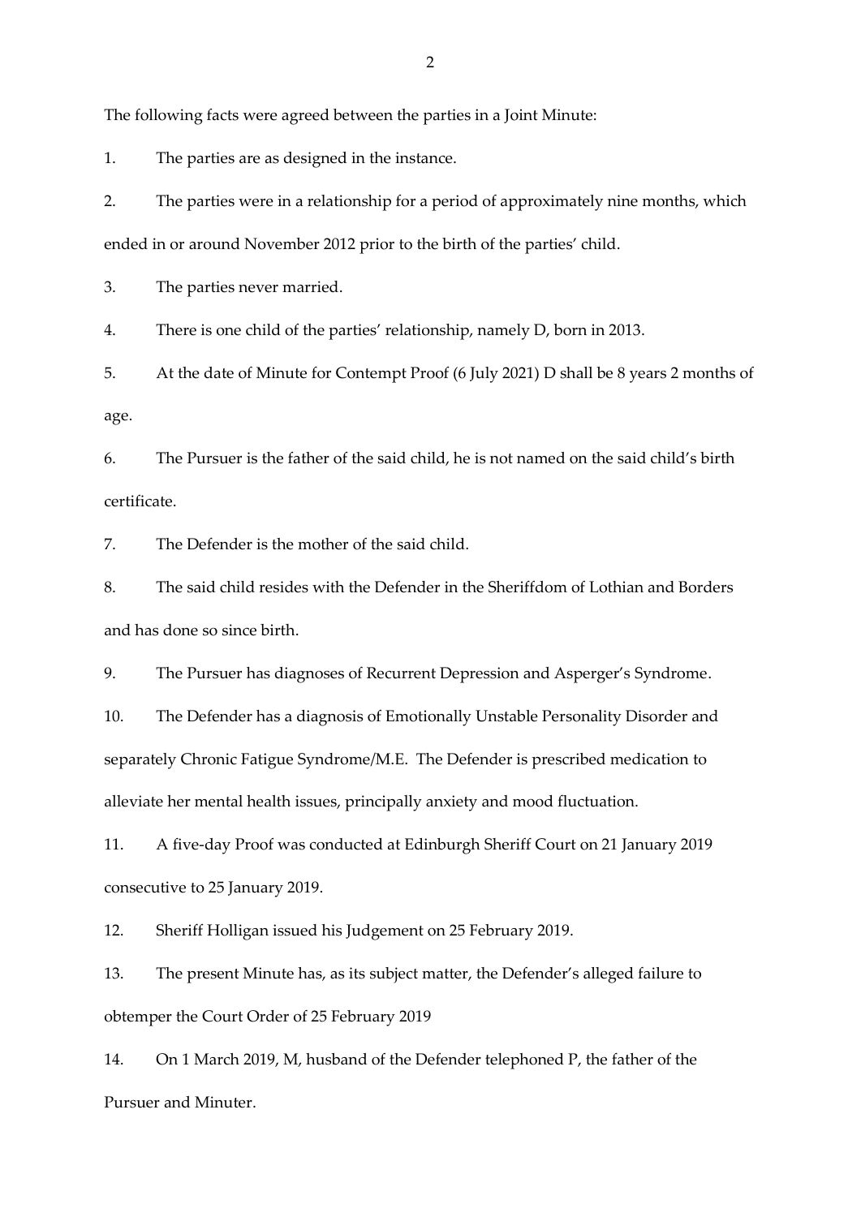The following facts were agreed between the parties in a Joint Minute:

1. The parties are as designed in the instance.

2. The parties were in a relationship for a period of approximately nine months, which ended in or around November 2012 prior to the birth of the parties' child.

3. The parties never married.

4. There is one child of the parties' relationship, namely D, born in 2013.

5. At the date of Minute for Contempt Proof (6 July 2021) D shall be 8 years 2 months of age.

6. The Pursuer is the father of the said child, he is not named on the said child's birth certificate.

7. The Defender is the mother of the said child.

8. The said child resides with the Defender in the Sheriffdom of Lothian and Borders and has done so since birth.

9. The Pursuer has diagnoses of Recurrent Depression and Asperger's Syndrome.

10. The Defender has a diagnosis of Emotionally Unstable Personality Disorder and separately Chronic Fatigue Syndrome/M.E. The Defender is prescribed medication to alleviate her mental health issues, principally anxiety and mood fluctuation.

11. A five-day Proof was conducted at Edinburgh Sheriff Court on 21 January 2019 consecutive to 25 January 2019.

12. Sheriff Holligan issued his Judgement on 25 February 2019.

13. The present Minute has, as its subject matter, the Defender's alleged failure to obtemper the Court Order of 25 February 2019

14. On 1 March 2019, M, husband of the Defender telephoned P, the father of the Pursuer and Minuter.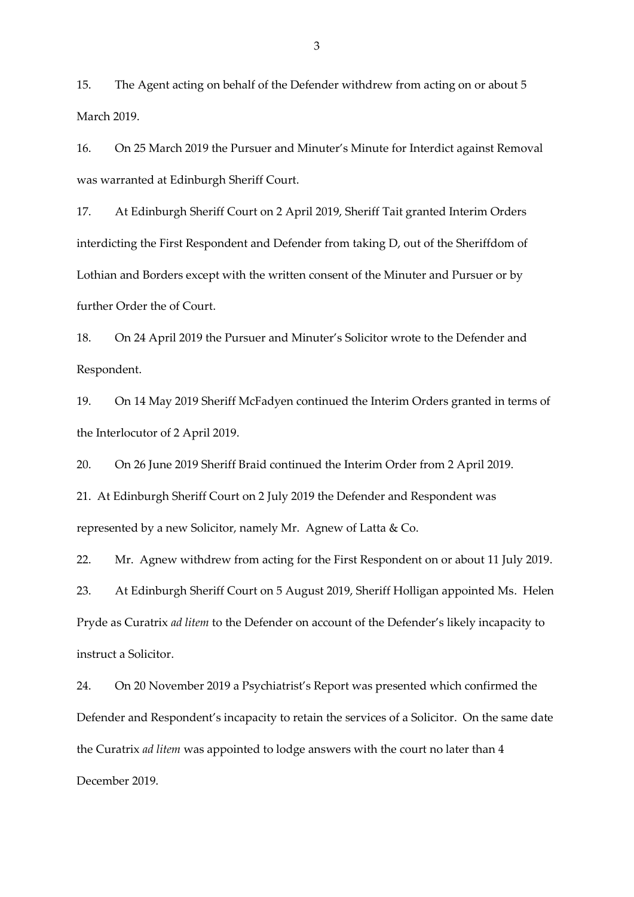15. The Agent acting on behalf of the Defender withdrew from acting on or about 5 March 2019.

16. On 25 March 2019 the Pursuer and Minuter's Minute for Interdict against Removal was warranted at Edinburgh Sheriff Court.

17. At Edinburgh Sheriff Court on 2 April 2019, Sheriff Tait granted Interim Orders interdicting the First Respondent and Defender from taking D, out of the Sheriffdom of Lothian and Borders except with the written consent of the Minuter and Pursuer or by further Order the of Court.

18. On 24 April 2019 the Pursuer and Minuter's Solicitor wrote to the Defender and Respondent.

19. On 14 May 2019 Sheriff McFadyen continued the Interim Orders granted in terms of the Interlocutor of 2 April 2019.

20. On 26 June 2019 Sheriff Braid continued the Interim Order from 2 April 2019.

21. At Edinburgh Sheriff Court on 2 July 2019 the Defender and Respondent was represented by a new Solicitor, namely Mr. Agnew of Latta & Co.

22. Mr. Agnew withdrew from acting for the First Respondent on or about 11 July 2019.

23. At Edinburgh Sheriff Court on 5 August 2019, Sheriff Holligan appointed Ms. Helen Pryde as Curatrix *ad litem* to the Defender on account of the Defender's likely incapacity to instruct a Solicitor.

24. On 20 November 2019 a Psychiatrist's Report was presented which confirmed the Defender and Respondent's incapacity to retain the services of a Solicitor. On the same date the Curatrix *ad litem* was appointed to lodge answers with the court no later than 4 December 2019.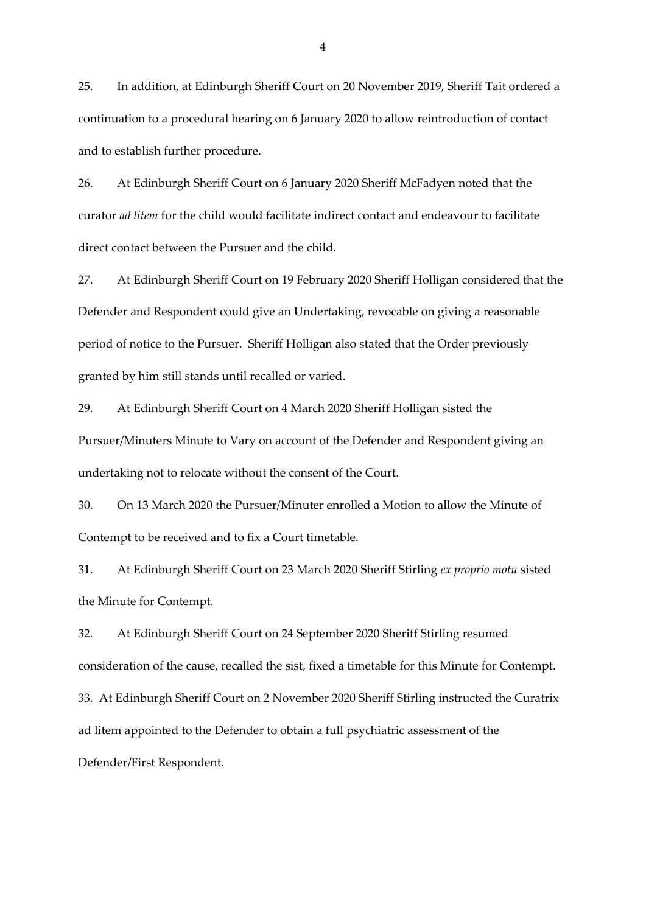25. In addition, at Edinburgh Sheriff Court on 20 November 2019, Sheriff Tait ordered a continuation to a procedural hearing on 6 January 2020 to allow reintroduction of contact and to establish further procedure.

26. At Edinburgh Sheriff Court on 6 January 2020 Sheriff McFadyen noted that the curator *ad litem* for the child would facilitate indirect contact and endeavour to facilitate direct contact between the Pursuer and the child.

27. At Edinburgh Sheriff Court on 19 February 2020 Sheriff Holligan considered that the Defender and Respondent could give an Undertaking, revocable on giving a reasonable period of notice to the Pursuer. Sheriff Holligan also stated that the Order previously granted by him still stands until recalled or varied.

29. At Edinburgh Sheriff Court on 4 March 2020 Sheriff Holligan sisted the Pursuer/Minuters Minute to Vary on account of the Defender and Respondent giving an undertaking not to relocate without the consent of the Court.

30. On 13 March 2020 the Pursuer/Minuter enrolled a Motion to allow the Minute of Contempt to be received and to fix a Court timetable.

31. At Edinburgh Sheriff Court on 23 March 2020 Sheriff Stirling *ex proprio motu* sisted the Minute for Contempt.

32. At Edinburgh Sheriff Court on 24 September 2020 Sheriff Stirling resumed consideration of the cause, recalled the sist, fixed a timetable for this Minute for Contempt.

33. At Edinburgh Sheriff Court on 2 November 2020 Sheriff Stirling instructed the Curatrix ad litem appointed to the Defender to obtain a full psychiatric assessment of the Defender/First Respondent.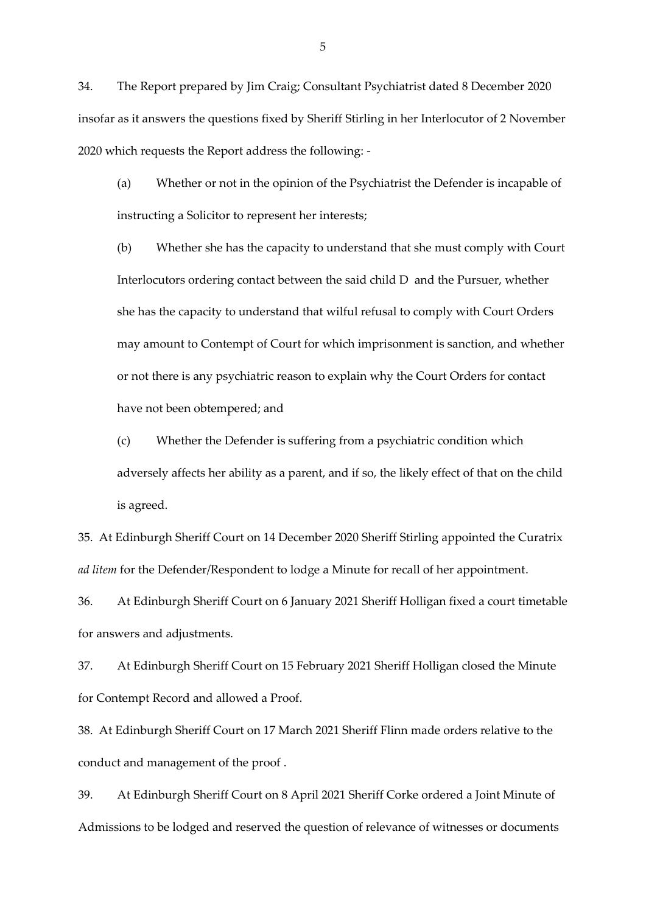34. The Report prepared by Jim Craig; Consultant Psychiatrist dated 8 December 2020 insofar as it answers the questions fixed by Sheriff Stirling in her Interlocutor of 2 November 2020 which requests the Report address the following: -

(a) Whether or not in the opinion of the Psychiatrist the Defender is incapable of instructing a Solicitor to represent her interests;

(b) Whether she has the capacity to understand that she must comply with Court Interlocutors ordering contact between the said child D and the Pursuer, whether she has the capacity to understand that wilful refusal to comply with Court Orders may amount to Contempt of Court for which imprisonment is sanction, and whether or not there is any psychiatric reason to explain why the Court Orders for contact have not been obtempered; and

(c) Whether the Defender is suffering from a psychiatric condition which adversely affects her ability as a parent, and if so, the likely effect of that on the child is agreed.

35. At Edinburgh Sheriff Court on 14 December 2020 Sheriff Stirling appointed the Curatrix *ad litem* for the Defender/Respondent to lodge a Minute for recall of her appointment.

36. At Edinburgh Sheriff Court on 6 January 2021 Sheriff Holligan fixed a court timetable for answers and adjustments.

37. At Edinburgh Sheriff Court on 15 February 2021 Sheriff Holligan closed the Minute for Contempt Record and allowed a Proof.

38. At Edinburgh Sheriff Court on 17 March 2021 Sheriff Flinn made orders relative to the conduct and management of the proof .

39. At Edinburgh Sheriff Court on 8 April 2021 Sheriff Corke ordered a Joint Minute of Admissions to be lodged and reserved the question of relevance of witnesses or documents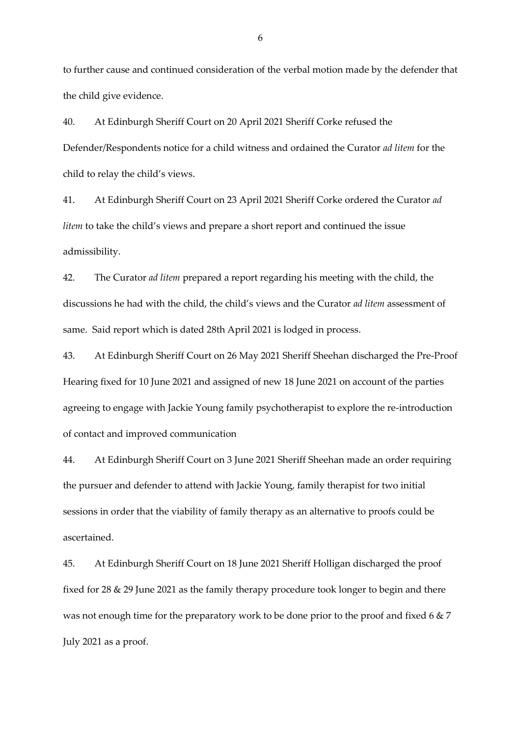to further cause and continued consideration of the verbal motion made by the defender that the child give evidence.

40. At Edinburgh Sheriff Court on 20 April 2021 Sheriff Corke refused the Defender/Respondents notice for a child witness and ordained the Curator *ad litem* for the child to relay the child's views.

41. At Edinburgh Sheriff Court on 23 April 2021 Sheriff Corke ordered the Curator *ad litem* to take the child's views and prepare a short report and continued the issue admissibility.

42. The Curator *ad litem* prepared a report regarding his meeting with the child, the discussions he had with the child, the child's views and the Curator *ad litem* assessment of same. Said report which is dated 28th April 2021 is lodged in process.

43. At Edinburgh Sheriff Court on 26 May 2021 Sheriff Sheehan discharged the Pre-Proof Hearing fixed for 10 June 2021 and assigned of new 18 June 2021 on account of the parties agreeing to engage with Jackie Young family psychotherapist to explore the re-introduction of contact and improved communication

44. At Edinburgh Sheriff Court on 3 June 2021 Sheriff Sheehan made an order requiring the pursuer and defender to attend with Jackie Young, family therapist for two initial sessions in order that the viability of family therapy as an alternative to proofs could be ascertained.

45. At Edinburgh Sheriff Court on 18 June 2021 Sheriff Holligan discharged the proof fixed for 28 & 29 June 2021 as the family therapy procedure took longer to begin and there was not enough time for the preparatory work to be done prior to the proof and fixed 6 & 7 July 2021 as a proof.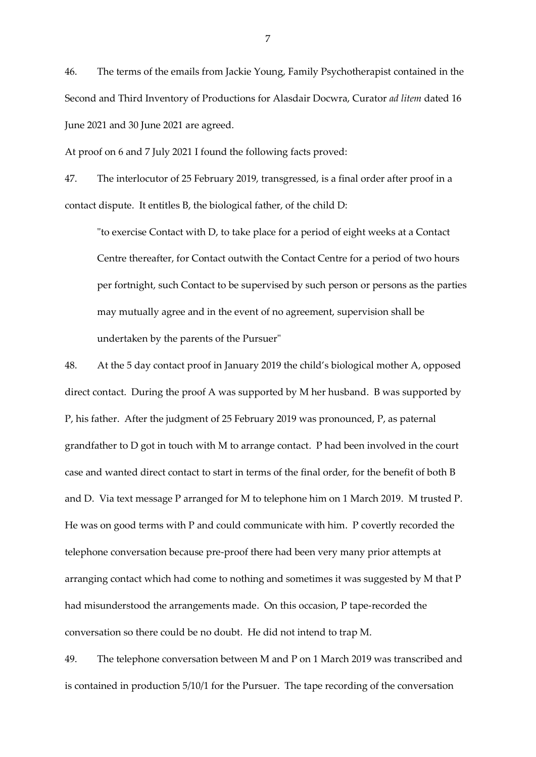46. The terms of the emails from Jackie Young, Family Psychotherapist contained in the Second and Third Inventory of Productions for Alasdair Docwra, Curator *ad litem* dated 16 June 2021 and 30 June 2021 are agreed.

At proof on 6 and 7 July 2021 I found the following facts proved:

47. The interlocutor of 25 February 2019, transgressed, is a final order after proof in a contact dispute. It entitles B, the biological father, of the child D:

> "to exercise Contact with D, to take place for a period of eight weeks at a Contact Centre thereafter, for Contact outwith the Contact Centre for a period of two hours per fortnight, such Contact to be supervised by such person or persons as the parties may mutually agree and in the event of no agreement, supervision shall be undertaken by the parents of the Pursuer"

48. At the 5 day contact proof in January 2019 the child's biological mother A, opposed direct contact. During the proof A was supported by M her husband. B was supported by P, his father. After the judgment of 25 February 2019 was pronounced, P, as paternal grandfather to D got in touch with M to arrange contact. P had been involved in the court case and wanted direct contact to start in terms of the final order, for the benefit of both B and D. Via text message P arranged for M to telephone him on 1 March 2019. M trusted P. He was on good terms with P and could communicate with him. P covertly recorded the telephone conversation because pre-proof there had been very many prior attempts at arranging contact which had come to nothing and sometimes it was suggested by M that P had misunderstood the arrangements made. On this occasion, P tape-recorded the conversation so there could be no doubt. He did not intend to trap M.

49. The telephone conversation between M and P on 1 March 2019 was transcribed and is contained in production 5/10/1 for the Pursuer. The tape recording of the conversation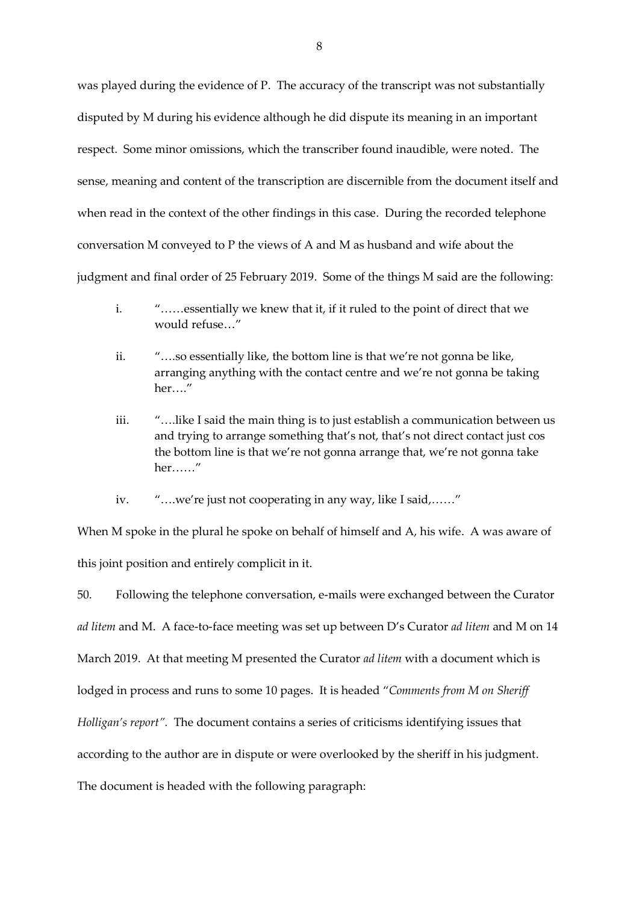was played during the evidence of P. The accuracy of the transcript was not substantially disputed by M during his evidence although he did dispute its meaning in an important respect. Some minor omissions, which the transcriber found inaudible, were noted. The sense, meaning and content of the transcription are discernible from the document itself and when read in the context of the other findings in this case. During the recorded telephone conversation M conveyed to P the views of A and M as husband and wife about the judgment and final order of 25 February 2019. Some of the things M said are the following:

i. "……essentially we knew that it, if it ruled to the point of direct that we would refuse…"

ii. "….so essentially like, the bottom line is that we're not gonna be like, arranging anything with the contact centre and we're not gonna be taking her…."

iii. "….like I said the main thing is to just establish a communication between us and trying to arrange something that's not, that's not direct contact just cos the bottom line is that we're not gonna arrange that, we're not gonna take her……"

iv. "….we're just not cooperating in any way, like I said,……"

When M spoke in the plural he spoke on behalf of himself and A, his wife. A was aware of this joint position and entirely complicit in it.

50. Following the telephone conversation, e-mails were exchanged between the Curator *ad litem* and M. A face-to-face meeting was set up between D's Curator *ad litem* and M on 14 March 2019. At that meeting M presented the Curator *ad litem* with a document which is lodged in process and runs to some 10 pages. It is headed "*Comments from M on Sheriff Holligan's report".* The document contains a series of criticisms identifying issues that according to the author are in dispute or were overlooked by the sheriff in his judgment. The document is headed with the following paragraph: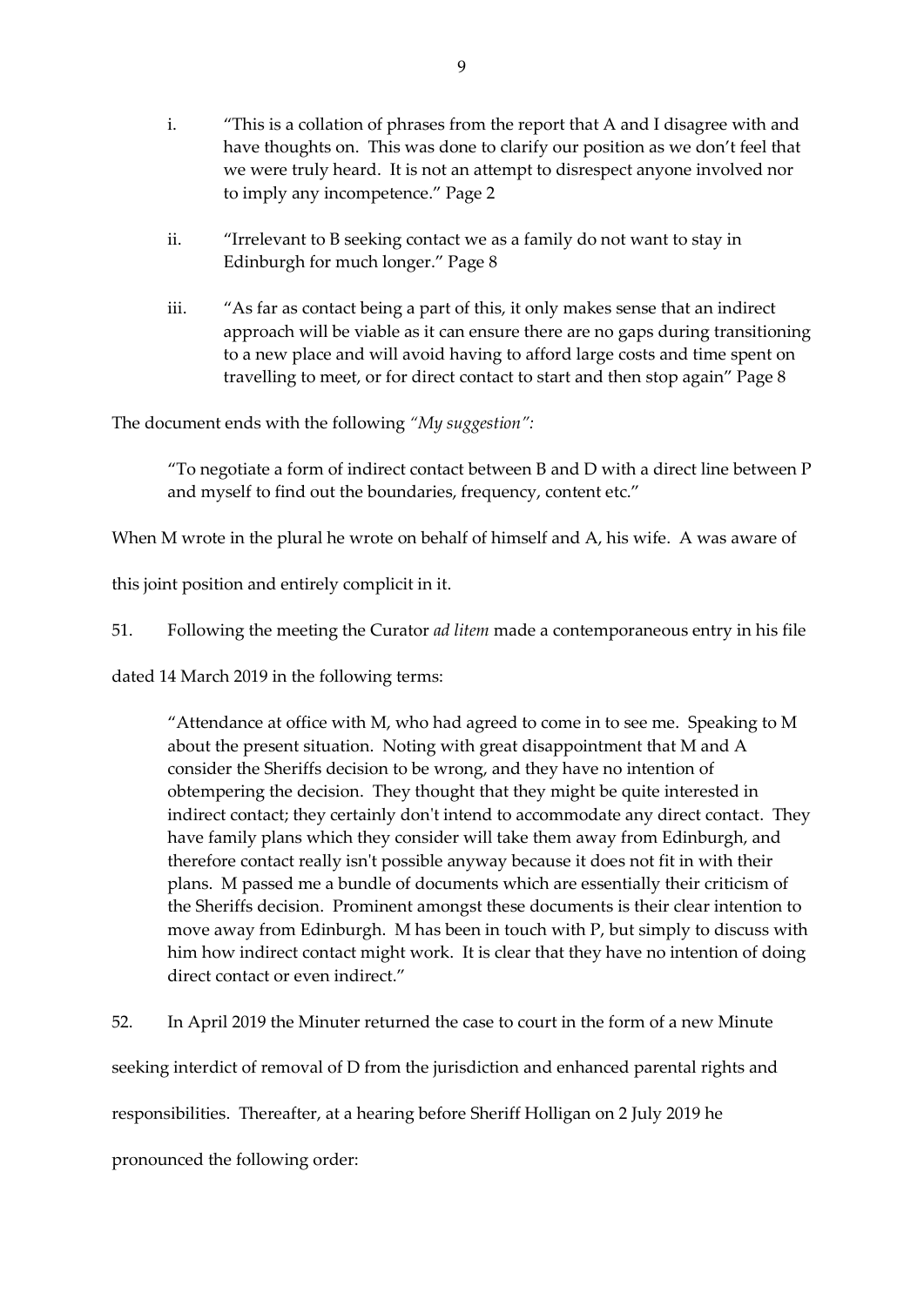i. "This is a collation of phrases from the report that A and I disagree with and have thoughts on. This was done to clarify our position as we don't feel that we were truly heard. It is not an attempt to disrespect anyone involved nor to imply any incompetence." Page 2

ii. "Irrelevant to B seeking contact we as a family do not want to stay in Edinburgh for much longer." Page 8

iii. "As far as contact being a part of this, it only makes sense that an indirect approach will be viable as it can ensure there are no gaps during transitioning to a new place and will avoid having to afford large costs and time spent on travelling to meet, or for direct contact to start and then stop again" Page 8

The document ends with the following *"My suggestion"*:

> "To negotiate a form of indirect contact between B and D with a direct line between P and myself to find out the boundaries, frequency, content etc."

When M wrote in the plural he wrote on behalf of himself and A, his wife. A was aware of this joint position and entirely complicit in it.

51. Following the meeting the Curator *ad litem* made a contemporaneous entry in his file dated 14 March 2019 in the following terms:

> "Attendance at office with M, who had agreed to come in to see me. Speaking to M about the present situation. Noting with great disappointment that M and A consider the Sheriffs decision to be wrong, and they have no intention of obtempering the decision. They thought that they might be quite interested in indirect contact; they certainly don't intend to accommodate any direct contact. They have family plans which they consider will take them away from Edinburgh, and therefore contact really isn't possible anyway because it does not fit in with their plans. M passed me a bundle of documents which are essentially their criticism of the Sheriffs decision. Prominent amongst these documents is their clear intention to move away from Edinburgh. M has been in touch with P, but simply to discuss with him how indirect contact might work. It is clear that they have no intention of doing direct contact or even indirect."

52. In April 2019 the Minuter returned the case to court in the form of a new Minute seeking interdict of removal of D from the jurisdiction and enhanced parental rights and responsibilities. Thereafter, at a hearing before Sheriff Holligan on 2 July 2019 he pronounced the following order: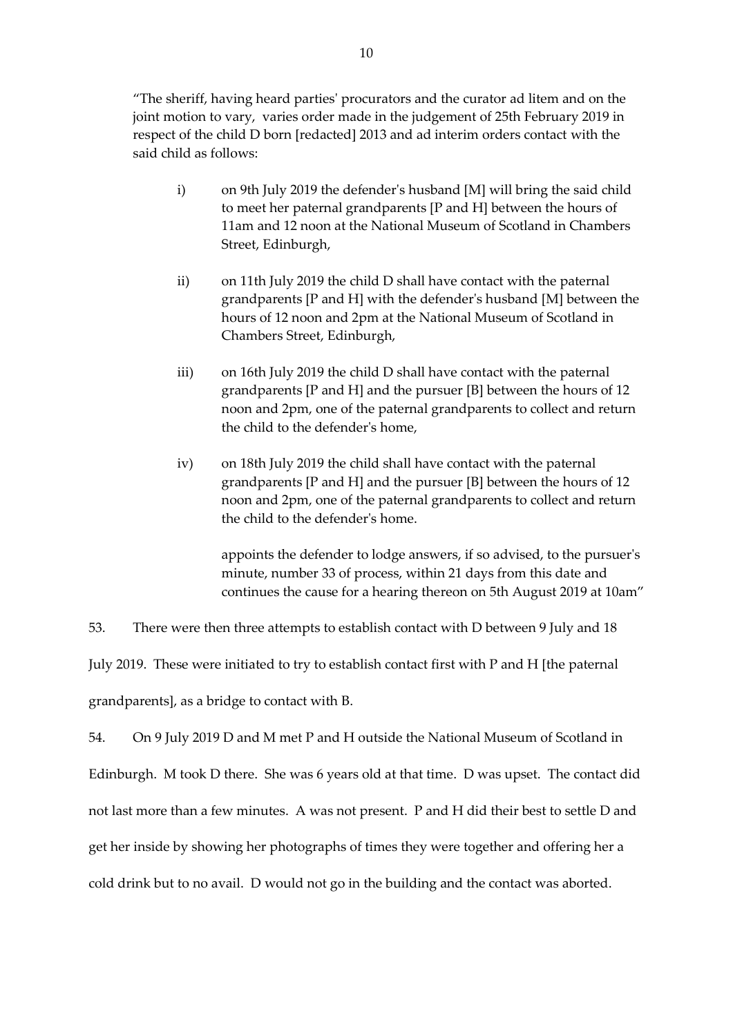"The sheriff, having heard parties' procurators and the curator ad litem and on the joint motion to vary, varies order made in the judgement of 25th February 2019 in respect of the child D born [redacted] 2013 and ad interim orders contact with the said child as follows:

> i) on 9th July 2019 the defender's husband [M] will bring the said child to meet her paternal grandparents [P and H] between the hours of 11am and 12 noon at the National Museum of Scotland in Chambers Street, Edinburgh,
>
> ii) on 11th July 2019 the child D shall have contact with the paternal grandparents [P and H] with the defender's husband [M] between the hours of 12 noon and 2pm at the National Museum of Scotland in Chambers Street, Edinburgh,
>
> iii) on 16th July 2019 the child D shall have contact with the paternal grandparents [P and H] and the pursuer [B] between the hours of 12 noon and 2pm, one of the paternal grandparents to collect and return the child to the defender's home,
>
> iv) on 18th July 2019 the child shall have contact with the paternal grandparents [P and H] and the pursuer [B] between the hours of 12 noon and 2pm, one of the paternal grandparents to collect and return the child to the defender's home.
>
> appoints the defender to lodge answers, if so advised, to the pursuer's minute, number 33 of process, within 21 days from this date and continues the cause for a hearing thereon on 5th August 2019 at 10am"

53. There were then three attempts to establish contact with D between 9 July and 18 July 2019. These were initiated to try to establish contact first with P and H [the paternal grandparents], as a bridge to contact with B.

54. On 9 July 2019 D and M met P and H outside the National Museum of Scotland in Edinburgh. M took D there. She was 6 years old at that time. D was upset. The contact did not last more than a few minutes. A was not present. P and H did their best to settle D and get her inside by showing her photographs of times they were together and offering her a cold drink but to no avail. D would not go in the building and the contact was aborted.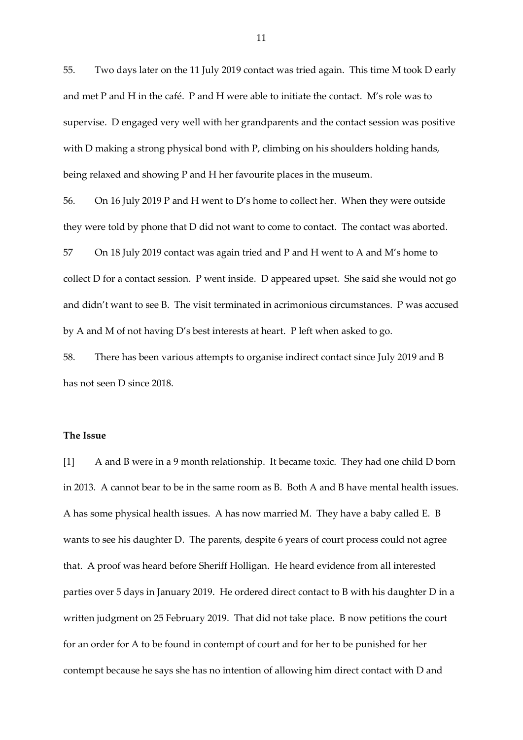55. Two days later on the 11 July 2019 contact was tried again. This time M took D early and met P and H in the café. P and H were able to initiate the contact. M's role was to supervise. D engaged very well with her grandparents and the contact session was positive with D making a strong physical bond with P, climbing on his shoulders holding hands, being relaxed and showing P and H her favourite places in the museum.

56. On 16 July 2019 P and H went to D's home to collect her. When they were outside they were told by phone that D did not want to come to contact. The contact was aborted.

57 On 18 July 2019 contact was again tried and P and H went to A and M's home to collect D for a contact session. P went inside. D appeared upset. She said she would not go and didn't want to see B. The visit terminated in acrimonious circumstances. P was accused by A and M of not having D's best interests at heart. P left when asked to go.

58. There has been various attempts to organise indirect contact since July 2019 and B has not seen D since 2018.

**The Issue**

[1] A and B were in a 9 month relationship. It became toxic. They had one child D born in 2013. A cannot bear to be in the same room as B. Both A and B have mental health issues. A has some physical health issues. A has now married M. They have a baby called E. B wants to see his daughter D. The parents, despite 6 years of court process could not agree that. A proof was heard before Sheriff Holligan. He heard evidence from all interested parties over 5 days in January 2019. He ordered direct contact to B with his daughter D in a written judgment on 25 February 2019. That did not take place. B now petitions the court for an order for A to be found in contempt of court and for her to be punished for her contempt because he says she has no intention of allowing him direct contact with D and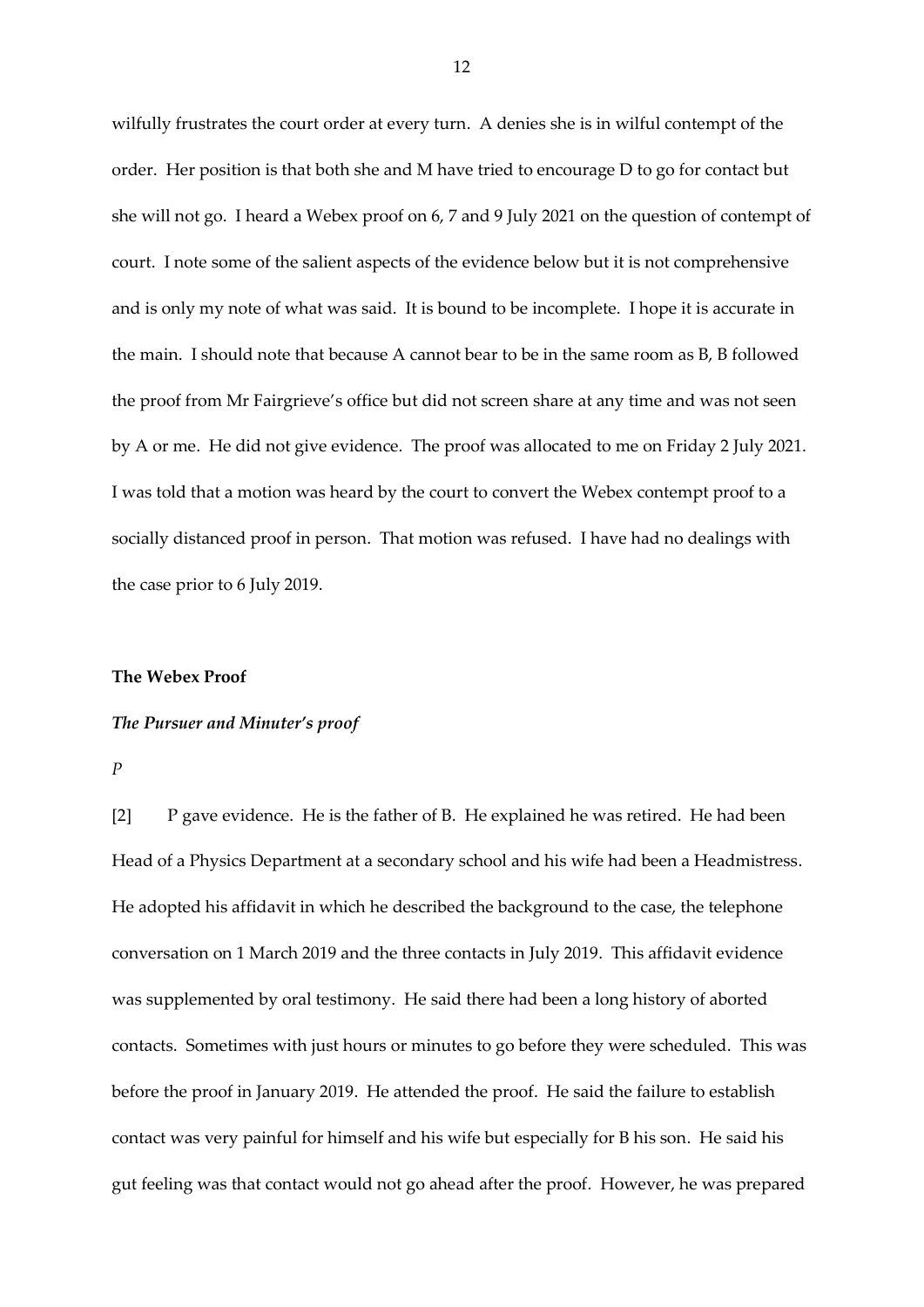wilfully frustrates the court order at every turn. A denies she is in wilful contempt of the order. Her position is that both she and M have tried to encourage D to go for contact but she will not go. I heard a Webex proof on 6, 7 and 9 July 2021 on the question of contempt of court. I note some of the salient aspects of the evidence below but it is not comprehensive and is only my note of what was said. It is bound to be incomplete. I hope it is accurate in the main. I should note that because A cannot bear to be in the same room as B, B followed the proof from Mr Fairgrieve's office but did not screen share at any time and was not seen by A or me. He did not give evidence. The proof was allocated to me on Friday 2 July 2021. I was told that a motion was heard by the court to convert the Webex contempt proof to a socially distanced proof in person. That motion was refused. I have had no dealings with the case prior to 6 July 2019.

**The Webex Proof**

***The Pursuer and Minuter's proof***

*P*

[2] P gave evidence. He is the father of B. He explained he was retired. He had been Head of a Physics Department at a secondary school and his wife had been a Headmistress. He adopted his affidavit in which he described the background to the case, the telephone conversation on 1 March 2019 and the three contacts in July 2019. This affidavit evidence was supplemented by oral testimony. He said there had been a long history of aborted contacts. Sometimes with just hours or minutes to go before they were scheduled. This was before the proof in January 2019. He attended the proof. He said the failure to establish contact was very painful for himself and his wife but especially for B his son. He said his gut feeling was that contact would not go ahead after the proof. However, he was prepared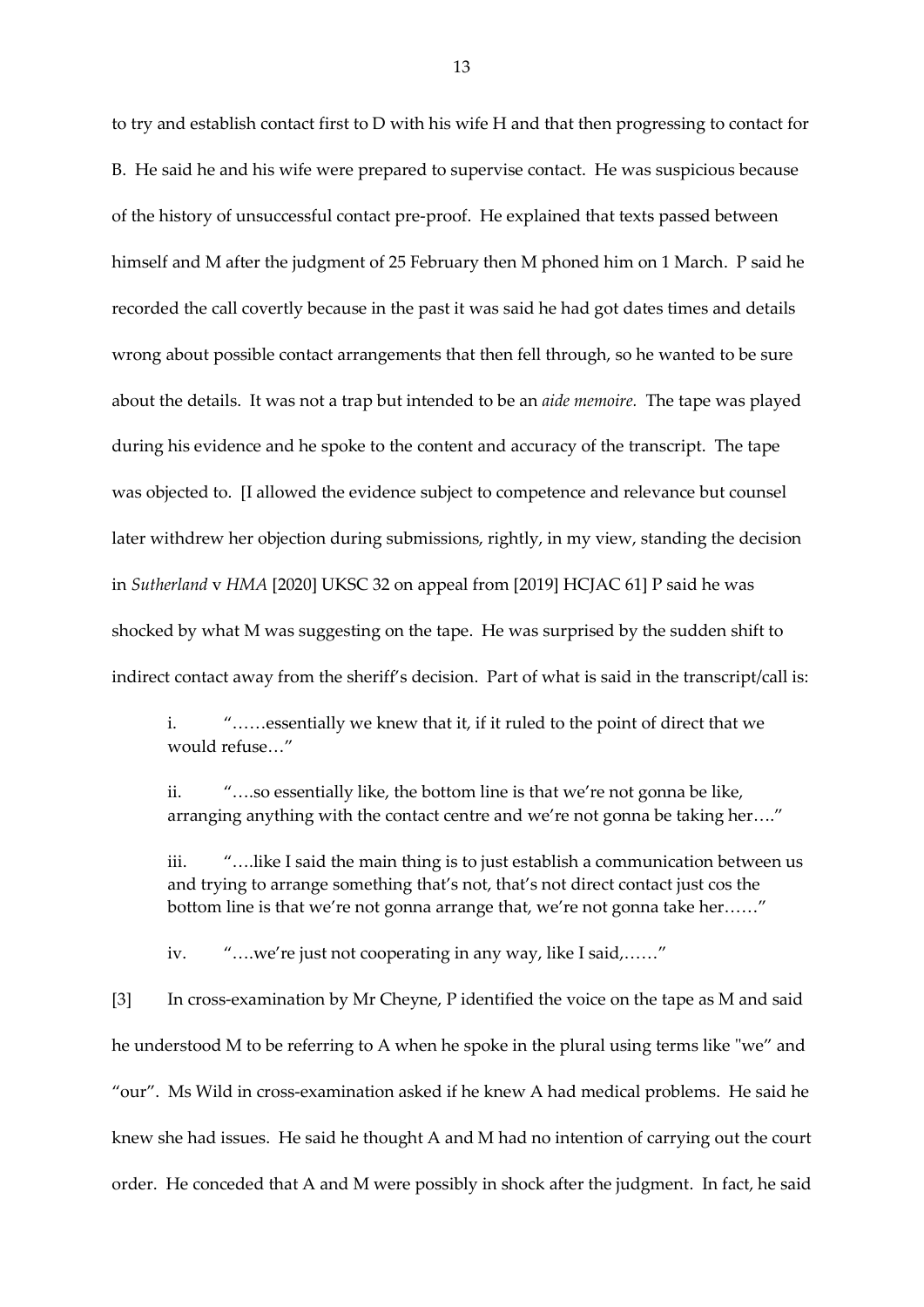to try and establish contact first to D with his wife H and that then progressing to contact for B. He said he and his wife were prepared to supervise contact. He was suspicious because of the history of unsuccessful contact pre-proof. He explained that texts passed between himself and M after the judgment of 25 February then M phoned him on 1 March. P said he recorded the call covertly because in the past it was said he had got dates times and details wrong about possible contact arrangements that then fell through, so he wanted to be sure about the details. It was not a trap but intended to be an *aide memoire.* The tape was played during his evidence and he spoke to the content and accuracy of the transcript. The tape was objected to. [I allowed the evidence subject to competence and relevance but counsel later withdrew her objection during submissions, rightly, in my view, standing the decision in *Sutherland* v *HMA* [2020] UKSC 32 on appeal from [2019] HCJAC 61] P said he was shocked by what M was suggesting on the tape. He was surprised by the sudden shift to indirect contact away from the sheriff's decision. Part of what is said in the transcript/call is:

i. "……essentially we knew that it, if it ruled to the point of direct that we would refuse…"

ii. "….so essentially like, the bottom line is that we're not gonna be like, arranging anything with the contact centre and we're not gonna be taking her…."

iii. "….like I said the main thing is to just establish a communication between us and trying to arrange something that's not, that's not direct contact just cos the bottom line is that we're not gonna arrange that, we're not gonna take her……"

iv. "….we're just not cooperating in any way, like I said,……"

[3] In cross-examination by Mr Cheyne, P identified the voice on the tape as M and said he understood M to be referring to A when he spoke in the plural using terms like "we" and "our". Ms Wild in cross-examination asked if he knew A had medical problems. He said he knew she had issues. He said he thought A and M had no intention of carrying out the court order. He conceded that A and M were possibly in shock after the judgment. In fact, he said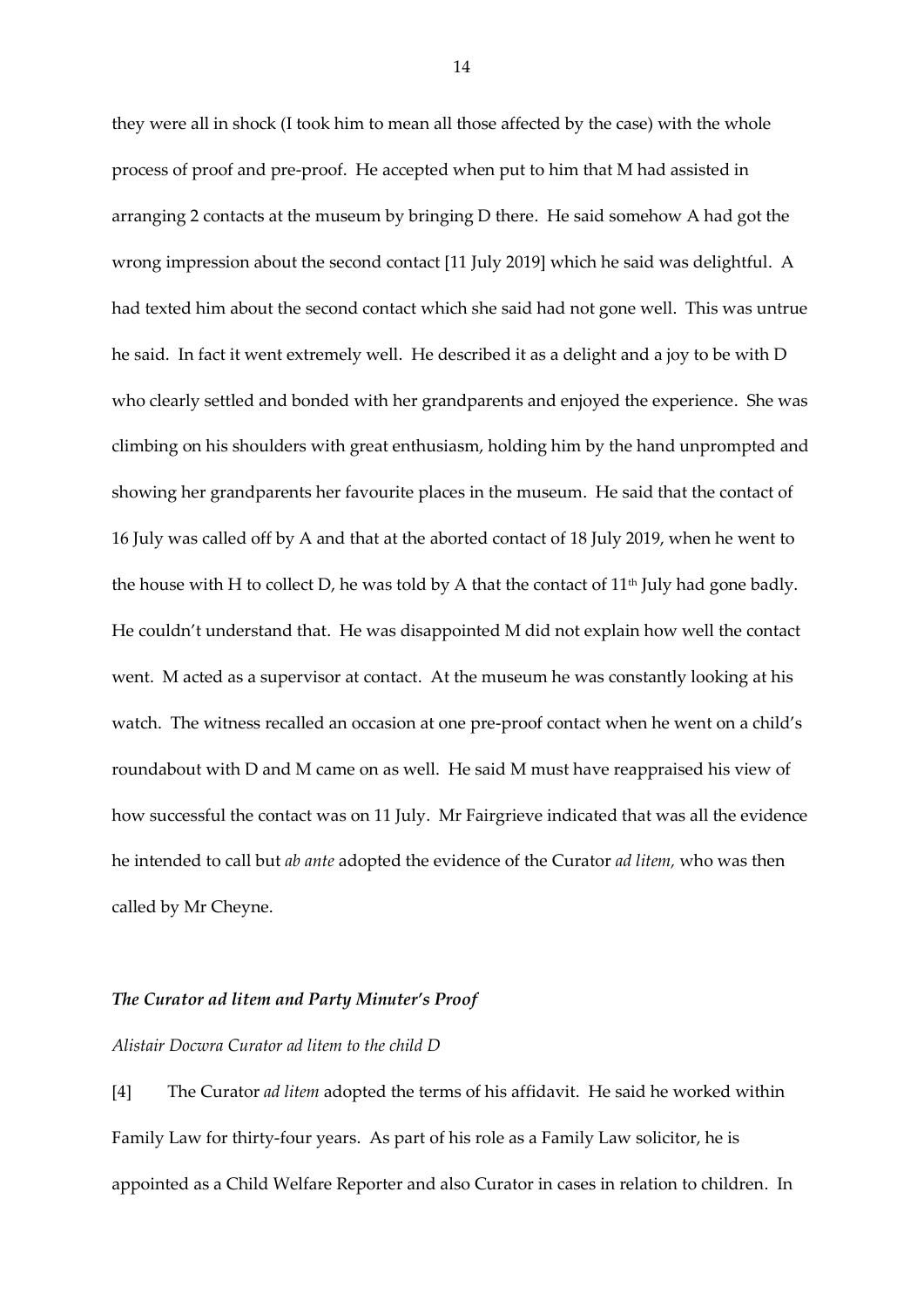they were all in shock (I took him to mean all those affected by the case) with the whole process of proof and pre-proof. He accepted when put to him that M had assisted in arranging 2 contacts at the museum by bringing D there. He said somehow A had got the wrong impression about the second contact [11 July 2019] which he said was delightful. A had texted him about the second contact which she said had not gone well. This was untrue he said. In fact it went extremely well. He described it as a delight and a joy to be with D who clearly settled and bonded with her grandparents and enjoyed the experience. She was climbing on his shoulders with great enthusiasm, holding him by the hand unprompted and showing her grandparents her favourite places in the museum. He said that the contact of 16 July was called off by A and that at the aborted contact of 18 July 2019, when he went to the house with H to collect D, he was told by A that the contact of 11th July had gone badly. He couldn't understand that. He was disappointed M did not explain how well the contact went. M acted as a supervisor at contact. At the museum he was constantly looking at his watch. The witness recalled an occasion at one pre-proof contact when he went on a child's roundabout with D and M came on as well. He said M must have reappraised his view of how successful the contact was on 11 July. Mr Fairgrieve indicated that was all the evidence he intended to call but *ab ante* adopted the evidence of the Curator *ad litem,* who was then called by Mr Cheyne.

### *The Curator ad litem and Party Minuter's Proof*

*Alistair Docwra Curator ad litem to the child D*

[4] The Curator *ad litem* adopted the terms of his affidavit. He said he worked within Family Law for thirty-four years. As part of his role as a Family Law solicitor, he is appointed as a Child Welfare Reporter and also Curator in cases in relation to children. In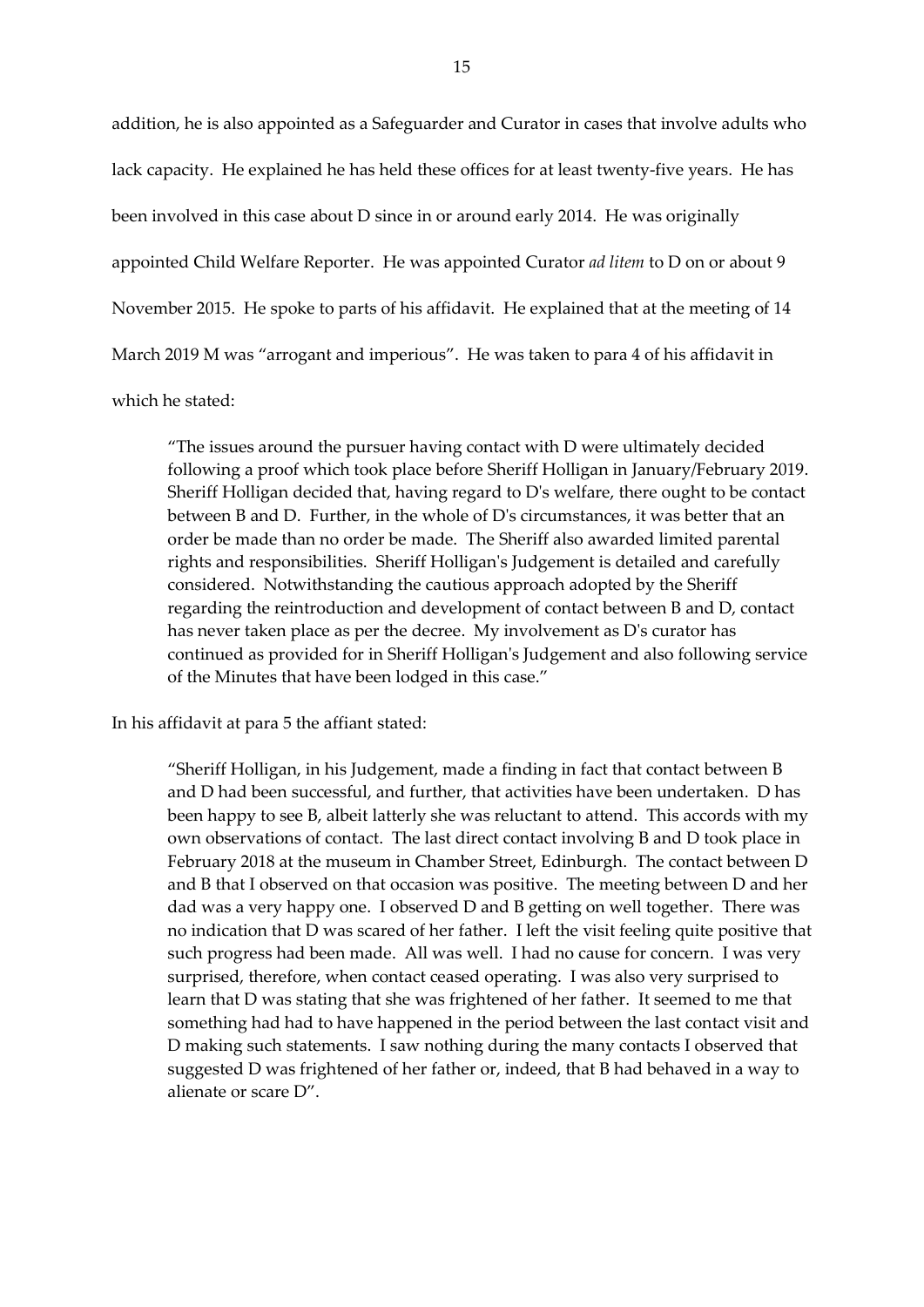addition, he is also appointed as a Safeguarder and Curator in cases that involve adults who lack capacity. He explained he has held these offices for at least twenty-five years. He has been involved in this case about D since in or around early 2014. He was originally appointed Child Welfare Reporter. He was appointed Curator *ad litem* to D on or about 9 November 2015. He spoke to parts of his affidavit. He explained that at the meeting of 14 March 2019 M was "arrogant and imperious". He was taken to para 4 of his affidavit in which he stated:

> "The issues around the pursuer having contact with D were ultimately decided following a proof which took place before Sheriff Holligan in January/February 2019. Sheriff Holligan decided that, having regard to D's welfare, there ought to be contact between B and D. Further, in the whole of D's circumstances, it was better that an order be made than no order be made. The Sheriff also awarded limited parental rights and responsibilities. Sheriff Holligan's Judgement is detailed and carefully considered. Notwithstanding the cautious approach adopted by the Sheriff regarding the reintroduction and development of contact between B and D, contact has never taken place as per the decree. My involvement as D's curator has continued as provided for in Sheriff Holligan's Judgement and also following service of the Minutes that have been lodged in this case."

In his affidavit at para 5 the affiant stated:

> "Sheriff Holligan, in his Judgement, made a finding in fact that contact between B and D had been successful, and further, that activities have been undertaken. D has been happy to see B, albeit latterly she was reluctant to attend. This accords with my own observations of contact. The last direct contact involving B and D took place in February 2018 at the museum in Chamber Street, Edinburgh. The contact between D and B that I observed on that occasion was positive. The meeting between D and her dad was a very happy one. I observed D and B getting on well together. There was no indication that D was scared of her father. I left the visit feeling quite positive that such progress had been made. All was well. I had no cause for concern. I was very surprised, therefore, when contact ceased operating. I was also very surprised to learn that D was stating that she was frightened of her father. It seemed to me that something had had to have happened in the period between the last contact visit and D making such statements. I saw nothing during the many contacts I observed that suggested D was frightened of her father or, indeed, that B had behaved in a way to alienate or scare D".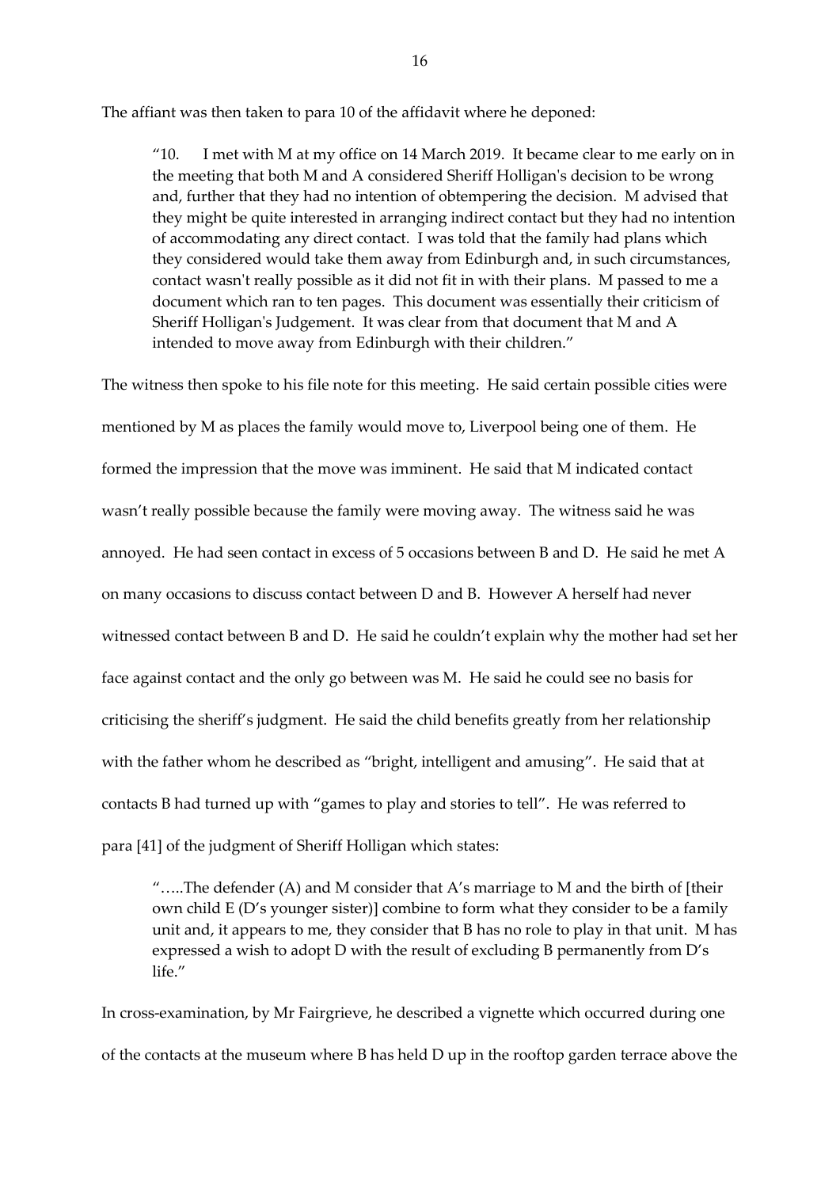The affiant was then taken to para 10 of the affidavit where he deponed:

> "10. I met with M at my office on 14 March 2019. It became clear to me early on in the meeting that both M and A considered Sheriff Holligan's decision to be wrong and, further that they had no intention of obtempering the decision. M advised that they might be quite interested in arranging indirect contact but they had no intention of accommodating any direct contact. I was told that the family had plans which they considered would take them away from Edinburgh and, in such circumstances, contact wasn't really possible as it did not fit in with their plans. M passed to me a document which ran to ten pages. This document was essentially their criticism of Sheriff Holligan's Judgement. It was clear from that document that M and A intended to move away from Edinburgh with their children."

The witness then spoke to his file note for this meeting. He said certain possible cities were mentioned by M as places the family would move to, Liverpool being one of them. He formed the impression that the move was imminent. He said that M indicated contact wasn't really possible because the family were moving away. The witness said he was annoyed. He had seen contact in excess of 5 occasions between B and D. He said he met A on many occasions to discuss contact between D and B. However A herself had never witnessed contact between B and D. He said he couldn't explain why the mother had set her face against contact and the only go between was M. He said he could see no basis for criticising the sheriff's judgment. He said the child benefits greatly from her relationship with the father whom he described as "bright, intelligent and amusing". He said that at contacts B had turned up with "games to play and stories to tell". He was referred to para [41] of the judgment of Sheriff Holligan which states:

> ".....The defender (A) and M consider that A's marriage to M and the birth of [their own child E (D's younger sister)] combine to form what they consider to be a family unit and, it appears to me, they consider that B has no role to play in that unit. M has expressed a wish to adopt D with the result of excluding B permanently from D's life."

In cross-examination, by Mr Fairgrieve, he described a vignette which occurred during one of the contacts at the museum where B has held D up in the rooftop garden terrace above the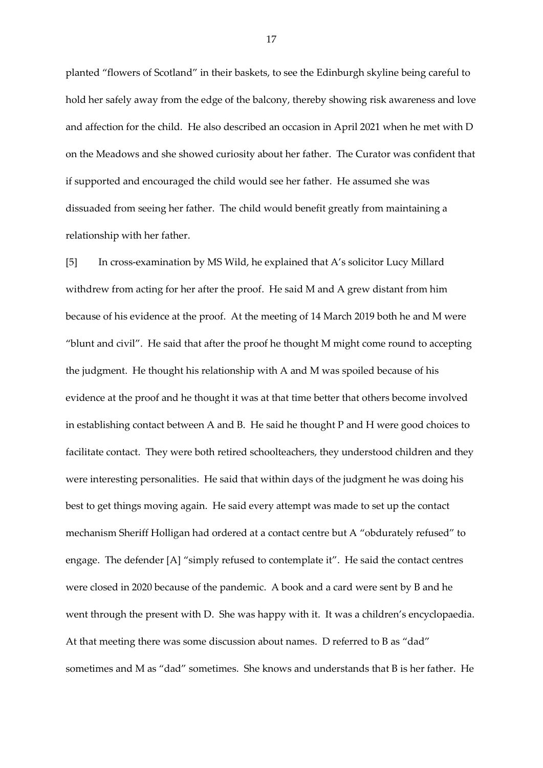planted "flowers of Scotland" in their baskets, to see the Edinburgh skyline being careful to hold her safely away from the edge of the balcony, thereby showing risk awareness and love and affection for the child. He also described an occasion in April 2021 when he met with D on the Meadows and she showed curiosity about her father. The Curator was confident that if supported and encouraged the child would see her father. He assumed she was dissuaded from seeing her father. The child would benefit greatly from maintaining a relationship with her father.

[5] In cross-examination by MS Wild, he explained that A's solicitor Lucy Millard withdrew from acting for her after the proof. He said M and A grew distant from him because of his evidence at the proof. At the meeting of 14 March 2019 both he and M were "blunt and civil". He said that after the proof he thought M might come round to accepting the judgment. He thought his relationship with A and M was spoiled because of his evidence at the proof and he thought it was at that time better that others become involved in establishing contact between A and B. He said he thought P and H were good choices to facilitate contact. They were both retired schoolteachers, they understood children and they were interesting personalities. He said that within days of the judgment he was doing his best to get things moving again. He said every attempt was made to set up the contact mechanism Sheriff Holligan had ordered at a contact centre but A "obdurately refused" to engage. The defender [A] "simply refused to contemplate it". He said the contact centres were closed in 2020 because of the pandemic. A book and a card were sent by B and he went through the present with D. She was happy with it. It was a children's encyclopaedia. At that meeting there was some discussion about names. D referred to B as "dad" sometimes and M as "dad" sometimes. She knows and understands that B is her father. He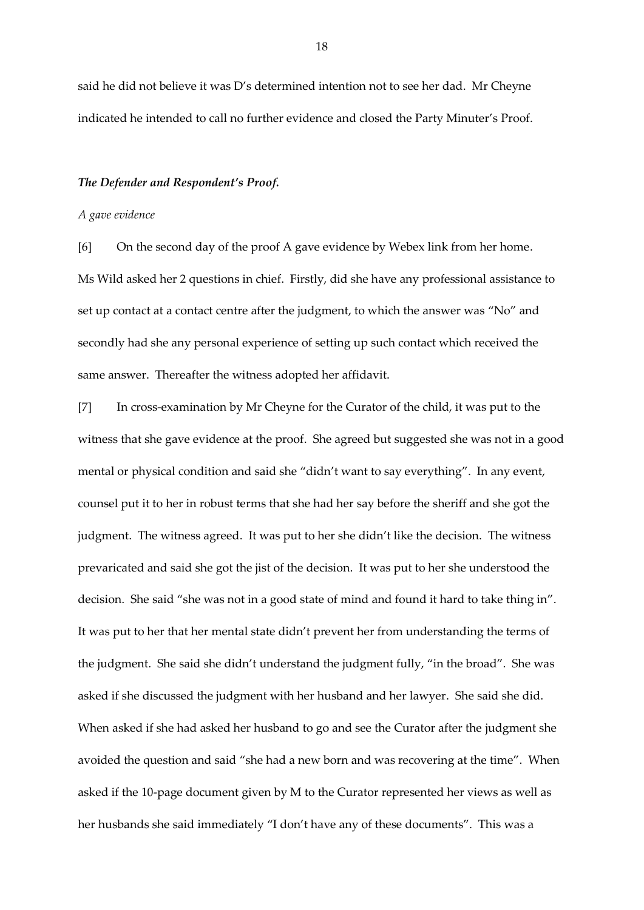said he did not believe it was D's determined intention not to see her dad. Mr Cheyne indicated he intended to call no further evidence and closed the Party Minuter's Proof.

### *The Defender and Respondent's Proof.*

*A gave evidence*

[6] On the second day of the proof A gave evidence by Webex link from her home. Ms Wild asked her 2 questions in chief. Firstly, did she have any professional assistance to set up contact at a contact centre after the judgment, to which the answer was "No" and secondly had she any personal experience of setting up such contact which received the same answer. Thereafter the witness adopted her affidavit.

[7] In cross-examination by Mr Cheyne for the Curator of the child, it was put to the witness that she gave evidence at the proof. She agreed but suggested she was not in a good mental or physical condition and said she "didn't want to say everything". In any event, counsel put it to her in robust terms that she had her say before the sheriff and she got the judgment. The witness agreed. It was put to her she didn't like the decision. The witness prevaricated and said she got the jist of the decision. It was put to her she understood the decision. She said "she was not in a good state of mind and found it hard to take thing in". It was put to her that her mental state didn't prevent her from understanding the terms of the judgment. She said she didn't understand the judgment fully, "in the broad". She was asked if she discussed the judgment with her husband and her lawyer. She said she did. When asked if she had asked her husband to go and see the Curator after the judgment she avoided the question and said "she had a new born and was recovering at the time". When asked if the 10-page document given by M to the Curator represented her views as well as her husbands she said immediately "I don't have any of these documents". This was a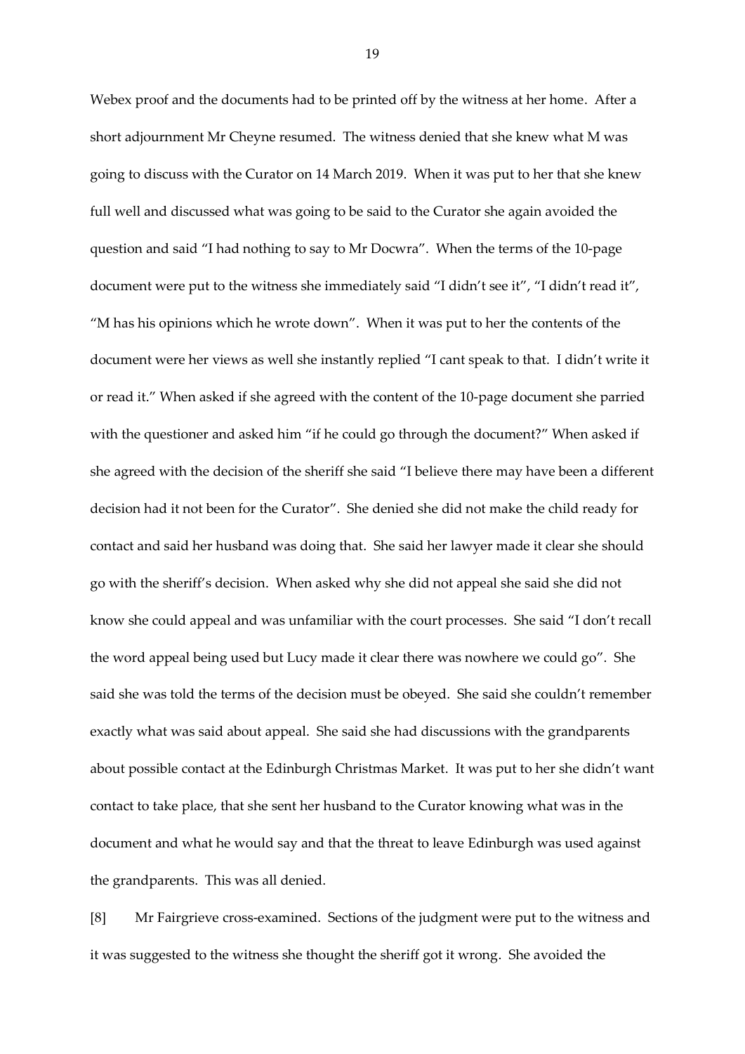Webex proof and the documents had to be printed off by the witness at her home. After a short adjournment Mr Cheyne resumed. The witness denied that she knew what M was going to discuss with the Curator on 14 March 2019. When it was put to her that she knew full well and discussed what was going to be said to the Curator she again avoided the question and said "I had nothing to say to Mr Docwra". When the terms of the 10-page document were put to the witness she immediately said "I didn't see it", "I didn't read it", "M has his opinions which he wrote down". When it was put to her the contents of the document were her views as well she instantly replied "I cant speak to that. I didn't write it or read it." When asked if she agreed with the content of the 10-page document she parried with the questioner and asked him "if he could go through the document?" When asked if she agreed with the decision of the sheriff she said "I believe there may have been a different decision had it not been for the Curator". She denied she did not make the child ready for contact and said her husband was doing that. She said her lawyer made it clear she should go with the sheriff's decision. When asked why she did not appeal she said she did not know she could appeal and was unfamiliar with the court processes. She said "I don't recall the word appeal being used but Lucy made it clear there was nowhere we could go". She said she was told the terms of the decision must be obeyed. She said she couldn't remember exactly what was said about appeal. She said she had discussions with the grandparents about possible contact at the Edinburgh Christmas Market. It was put to her she didn't want contact to take place, that she sent her husband to the Curator knowing what was in the document and what he would say and that the threat to leave Edinburgh was used against the grandparents. This was all denied.

[8] Mr Fairgrieve cross-examined. Sections of the judgment were put to the witness and it was suggested to the witness she thought the sheriff got it wrong. She avoided the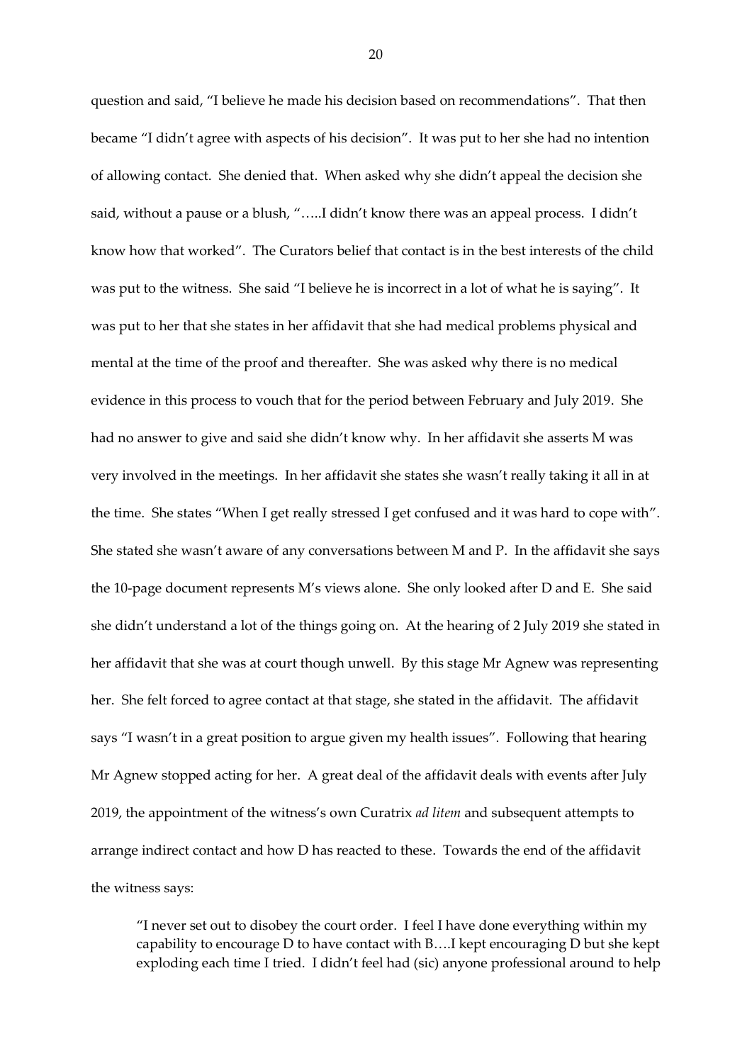question and said, "I believe he made his decision based on recommendations". That then became "I didn't agree with aspects of his decision". It was put to her she had no intention of allowing contact. She denied that. When asked why she didn't appeal the decision she said, without a pause or a blush, "…..I didn't know there was an appeal process. I didn't know how that worked". The Curators belief that contact is in the best interests of the child was put to the witness. She said "I believe he is incorrect in a lot of what he is saying". It was put to her that she states in her affidavit that she had medical problems physical and mental at the time of the proof and thereafter. She was asked why there is no medical evidence in this process to vouch that for the period between February and July 2019. She had no answer to give and said she didn't know why. In her affidavit she asserts M was very involved in the meetings. In her affidavit she states she wasn't really taking it all in at the time. She states "When I get really stressed I get confused and it was hard to cope with". She stated she wasn't aware of any conversations between M and P. In the affidavit she says the 10-page document represents M's views alone. She only looked after D and E. She said she didn't understand a lot of the things going on. At the hearing of 2 July 2019 she stated in her affidavit that she was at court though unwell. By this stage Mr Agnew was representing her. She felt forced to agree contact at that stage, she stated in the affidavit. The affidavit says "I wasn't in a great position to argue given my health issues". Following that hearing Mr Agnew stopped acting for her. A great deal of the affidavit deals with events after July 2019, the appointment of the witness's own Curatrix *ad litem* and subsequent attempts to arrange indirect contact and how D has reacted to these. Towards the end of the affidavit the witness says:

> "I never set out to disobey the court order. I feel I have done everything within my capability to encourage D to have contact with B….I kept encouraging D but she kept exploding each time I tried. I didn't feel had (sic) anyone professional around to help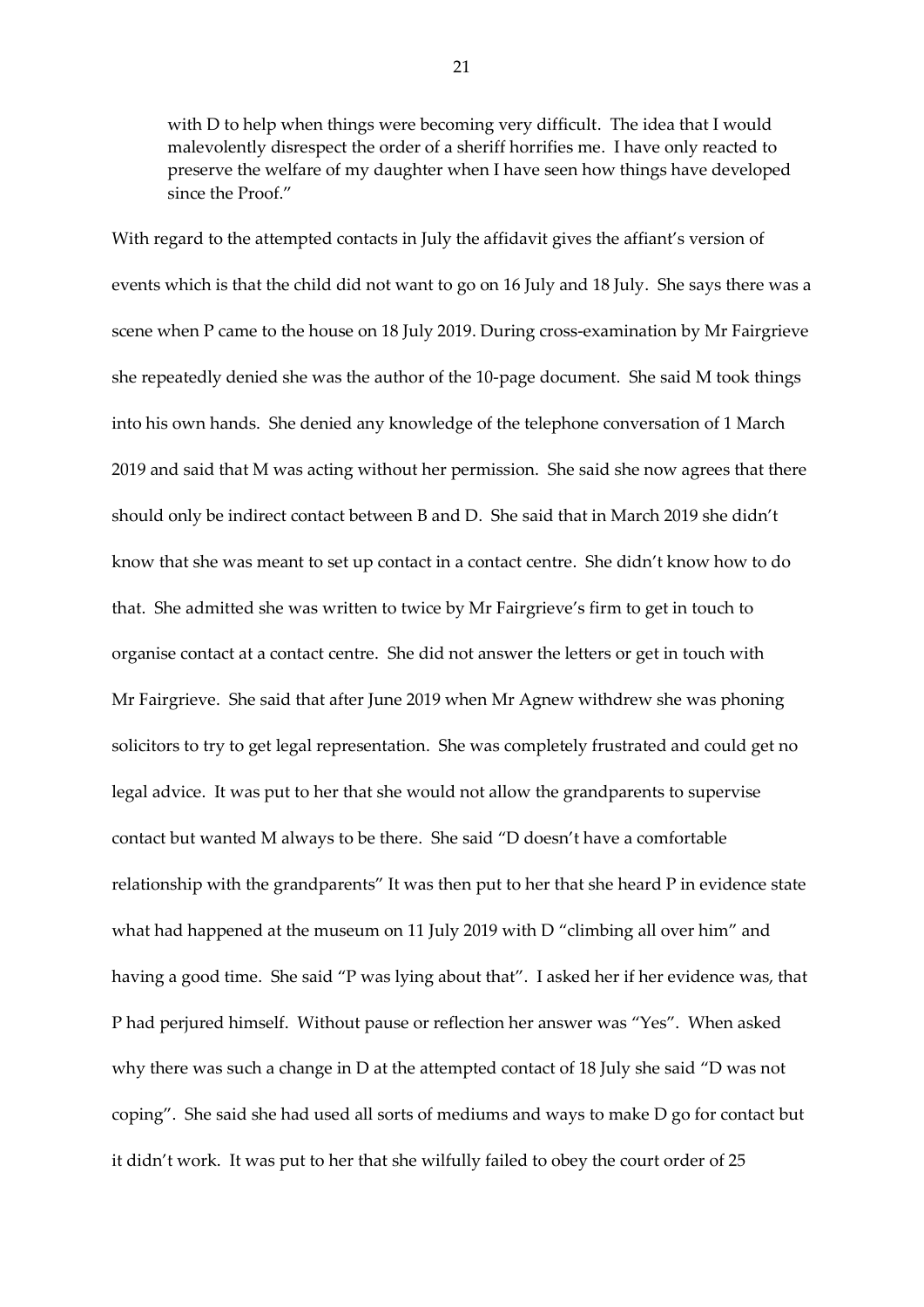> with D to help when things were becoming very difficult. The idea that I would malevolently disrespect the order of a sheriff horrifies me. I have only reacted to preserve the welfare of my daughter when I have seen how things have developed since the Proof."

With regard to the attempted contacts in July the affidavit gives the affiant's version of events which is that the child did not want to go on 16 July and 18 July. She says there was a scene when P came to the house on 18 July 2019. During cross-examination by Mr Fairgrieve she repeatedly denied she was the author of the 10-page document. She said M took things into his own hands. She denied any knowledge of the telephone conversation of 1 March 2019 and said that M was acting without her permission. She said she now agrees that there should only be indirect contact between B and D. She said that in March 2019 she didn't know that she was meant to set up contact in a contact centre. She didn't know how to do that. She admitted she was written to twice by Mr Fairgrieve's firm to get in touch to organise contact at a contact centre. She did not answer the letters or get in touch with Mr Fairgrieve. She said that after June 2019 when Mr Agnew withdrew she was phoning solicitors to try to get legal representation. She was completely frustrated and could get no legal advice. It was put to her that she would not allow the grandparents to supervise contact but wanted M always to be there. She said "D doesn't have a comfortable relationship with the grandparents" It was then put to her that she heard P in evidence state what had happened at the museum on 11 July 2019 with D "climbing all over him" and having a good time. She said "P was lying about that". I asked her if her evidence was, that P had perjured himself. Without pause or reflection her answer was "Yes". When asked why there was such a change in D at the attempted contact of 18 July she said "D was not coping". She said she had used all sorts of mediums and ways to make D go for contact but it didn't work. It was put to her that she wilfully failed to obey the court order of 25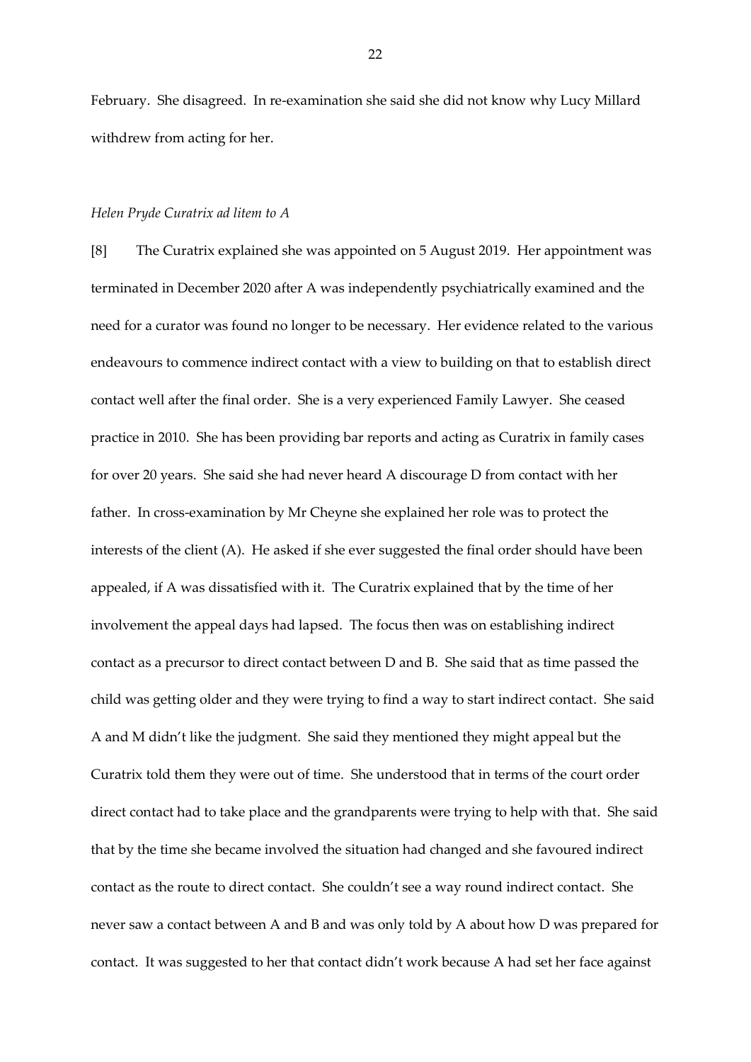February. She disagreed. In re-examination she said she did not know why Lucy Millard withdrew from acting for her.

*Helen Pryde Curatrix ad litem to A*

[8] The Curatrix explained she was appointed on 5 August 2019. Her appointment was terminated in December 2020 after A was independently psychiatrically examined and the need for a curator was found no longer to be necessary. Her evidence related to the various endeavours to commence indirect contact with a view to building on that to establish direct contact well after the final order. She is a very experienced Family Lawyer. She ceased practice in 2010. She has been providing bar reports and acting as Curatrix in family cases for over 20 years. She said she had never heard A discourage D from contact with her father. In cross-examination by Mr Cheyne she explained her role was to protect the interests of the client (A). He asked if she ever suggested the final order should have been appealed, if A was dissatisfied with it. The Curatrix explained that by the time of her involvement the appeal days had lapsed. The focus then was on establishing indirect contact as a precursor to direct contact between D and B. She said that as time passed the child was getting older and they were trying to find a way to start indirect contact. She said A and M didn't like the judgment. She said they mentioned they might appeal but the Curatrix told them they were out of time. She understood that in terms of the court order direct contact had to take place and the grandparents were trying to help with that. She said that by the time she became involved the situation had changed and she favoured indirect contact as the route to direct contact. She couldn't see a way round indirect contact. She never saw a contact between A and B and was only told by A about how D was prepared for contact. It was suggested to her that contact didn't work because A had set her face against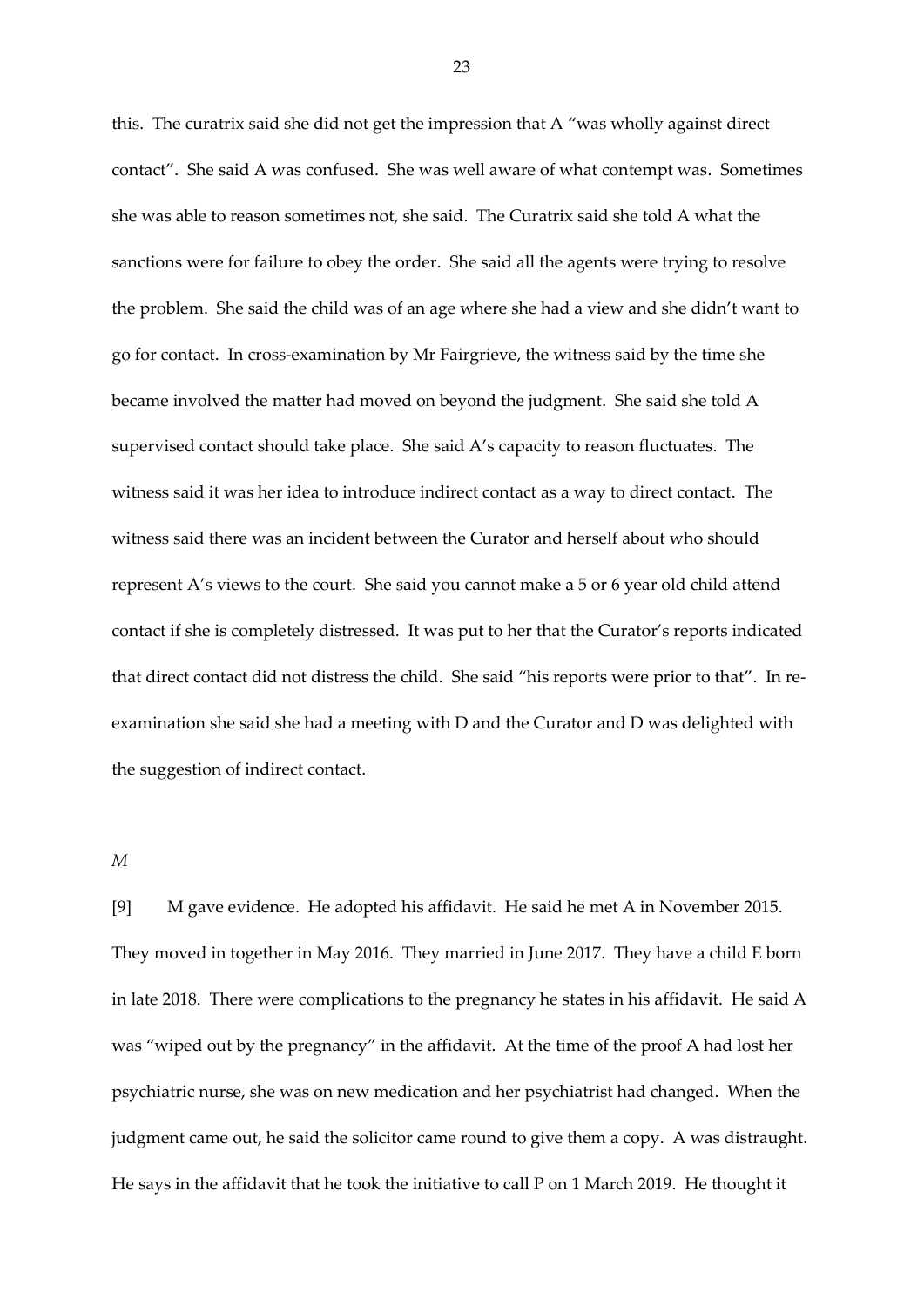this. The curatrix said she did not get the impression that A "was wholly against direct contact". She said A was confused. She was well aware of what contempt was. Sometimes she was able to reason sometimes not, she said. The Curatrix said she told A what the sanctions were for failure to obey the order. She said all the agents were trying to resolve the problem. She said the child was of an age where she had a view and she didn't want to go for contact. In cross-examination by Mr Fairgrieve, the witness said by the time she became involved the matter had moved on beyond the judgment. She said she told A supervised contact should take place. She said A's capacity to reason fluctuates. The witness said it was her idea to introduce indirect contact as a way to direct contact. The witness said there was an incident between the Curator and herself about who should represent A's views to the court. She said you cannot make a 5 or 6 year old child attend contact if she is completely distressed. It was put to her that the Curator's reports indicated that direct contact did not distress the child. She said "his reports were prior to that". In re-examination she said she had a meeting with D and the Curator and D was delighted with the suggestion of indirect contact.

*M*

[9] M gave evidence. He adopted his affidavit. He said he met A in November 2015. They moved in together in May 2016. They married in June 2017. They have a child E born in late 2018. There were complications to the pregnancy he states in his affidavit. He said A was "wiped out by the pregnancy" in the affidavit. At the time of the proof A had lost her psychiatric nurse, she was on new medication and her psychiatrist had changed. When the judgment came out, he said the solicitor came round to give them a copy. A was distraught. He says in the affidavit that he took the initiative to call P on 1 March 2019. He thought it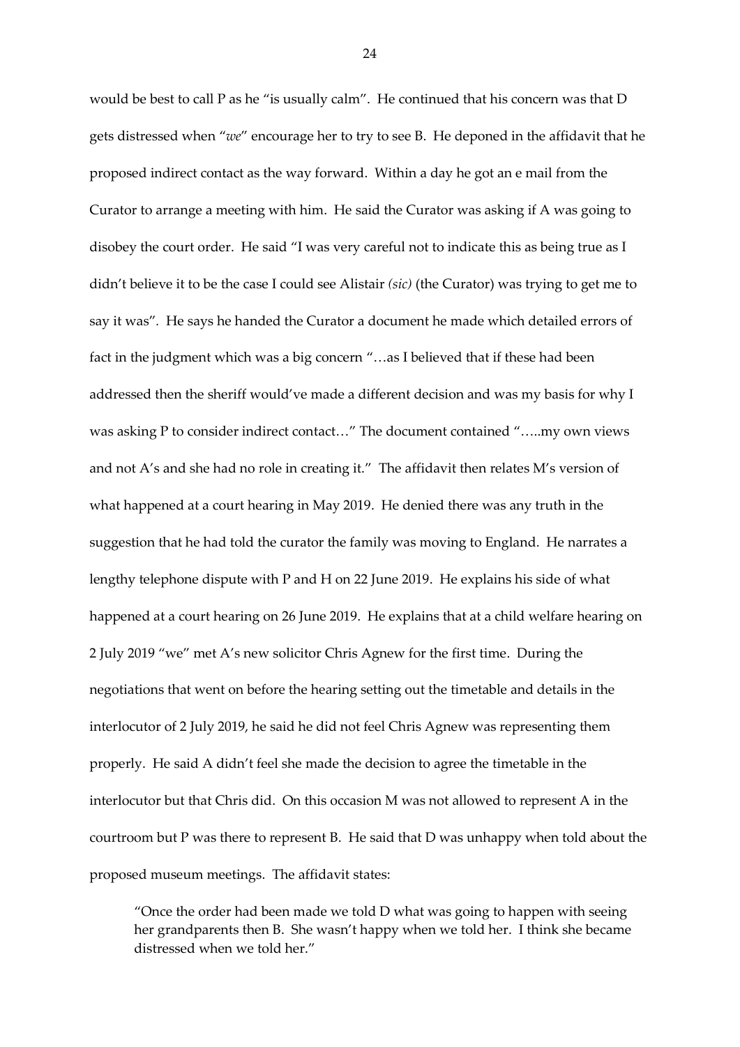would be best to call P as he "is usually calm". He continued that his concern was that D gets distressed when "*we*" encourage her to try to see B. He deponed in the affidavit that he proposed indirect contact as the way forward. Within a day he got an e mail from the Curator to arrange a meeting with him. He said the Curator was asking if A was going to disobey the court order. He said "I was very careful not to indicate this as being true as I didn't believe it to be the case I could see Alistair *(sic)* (the Curator) was trying to get me to say it was". He says he handed the Curator a document he made which detailed errors of fact in the judgment which was a big concern "…as I believed that if these had been addressed then the sheriff would've made a different decision and was my basis for why I was asking P to consider indirect contact…" The document contained "…..my own views and not A's and she had no role in creating it." The affidavit then relates M's version of what happened at a court hearing in May 2019. He denied there was any truth in the suggestion that he had told the curator the family was moving to England. He narrates a lengthy telephone dispute with P and H on 22 June 2019. He explains his side of what happened at a court hearing on 26 June 2019. He explains that at a child welfare hearing on 2 July 2019 "we" met A's new solicitor Chris Agnew for the first time. During the negotiations that went on before the hearing setting out the timetable and details in the interlocutor of 2 July 2019, he said he did not feel Chris Agnew was representing them properly. He said A didn't feel she made the decision to agree the timetable in the interlocutor but that Chris did. On this occasion M was not allowed to represent A in the courtroom but P was there to represent B. He said that D was unhappy when told about the proposed museum meetings. The affidavit states:

> "Once the order had been made we told D what was going to happen with seeing her grandparents then B. She wasn't happy when we told her. I think she became distressed when we told her."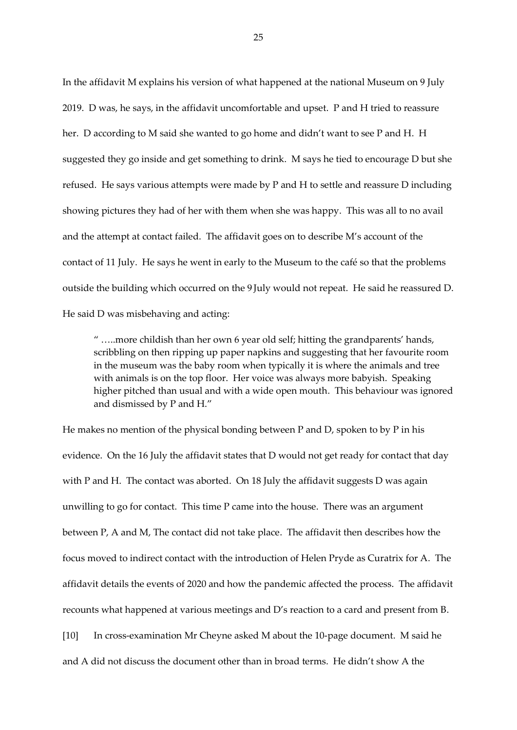In the affidavit M explains his version of what happened at the national Museum on 9 July 2019. D was, he says, in the affidavit uncomfortable and upset. P and H tried to reassure her. D according to M said she wanted to go home and didn't want to see P and H. H suggested they go inside and get something to drink. M says he tied to encourage D but she refused. He says various attempts were made by P and H to settle and reassure D including showing pictures they had of her with them when she was happy. This was all to no avail and the attempt at contact failed. The affidavit goes on to describe M's account of the contact of 11 July. He says he went in early to the Museum to the café so that the problems outside the building which occurred on the 9 July would not repeat. He said he reassured D. He said D was misbehaving and acting:

> " …..more childish than her own 6 year old self; hitting the grandparents' hands, scribbling on then ripping up paper napkins and suggesting that her favourite room in the museum was the baby room when typically it is where the animals and tree with animals is on the top floor. Her voice was always more babyish. Speaking higher pitched than usual and with a wide open mouth. This behaviour was ignored and dismissed by P and H."

He makes no mention of the physical bonding between P and D, spoken to by P in his evidence. On the 16 July the affidavit states that D would not get ready for contact that day with P and H. The contact was aborted. On 18 July the affidavit suggests D was again unwilling to go for contact. This time P came into the house. There was an argument between P, A and M, The contact did not take place. The affidavit then describes how the focus moved to indirect contact with the introduction of Helen Pryde as Curatrix for A. The affidavit details the events of 2020 and how the pandemic affected the process. The affidavit recounts what happened at various meetings and D's reaction to a card and present from B.

[10] In cross-examination Mr Cheyne asked M about the 10-page document. M said he and A did not discuss the document other than in broad terms. He didn't show A the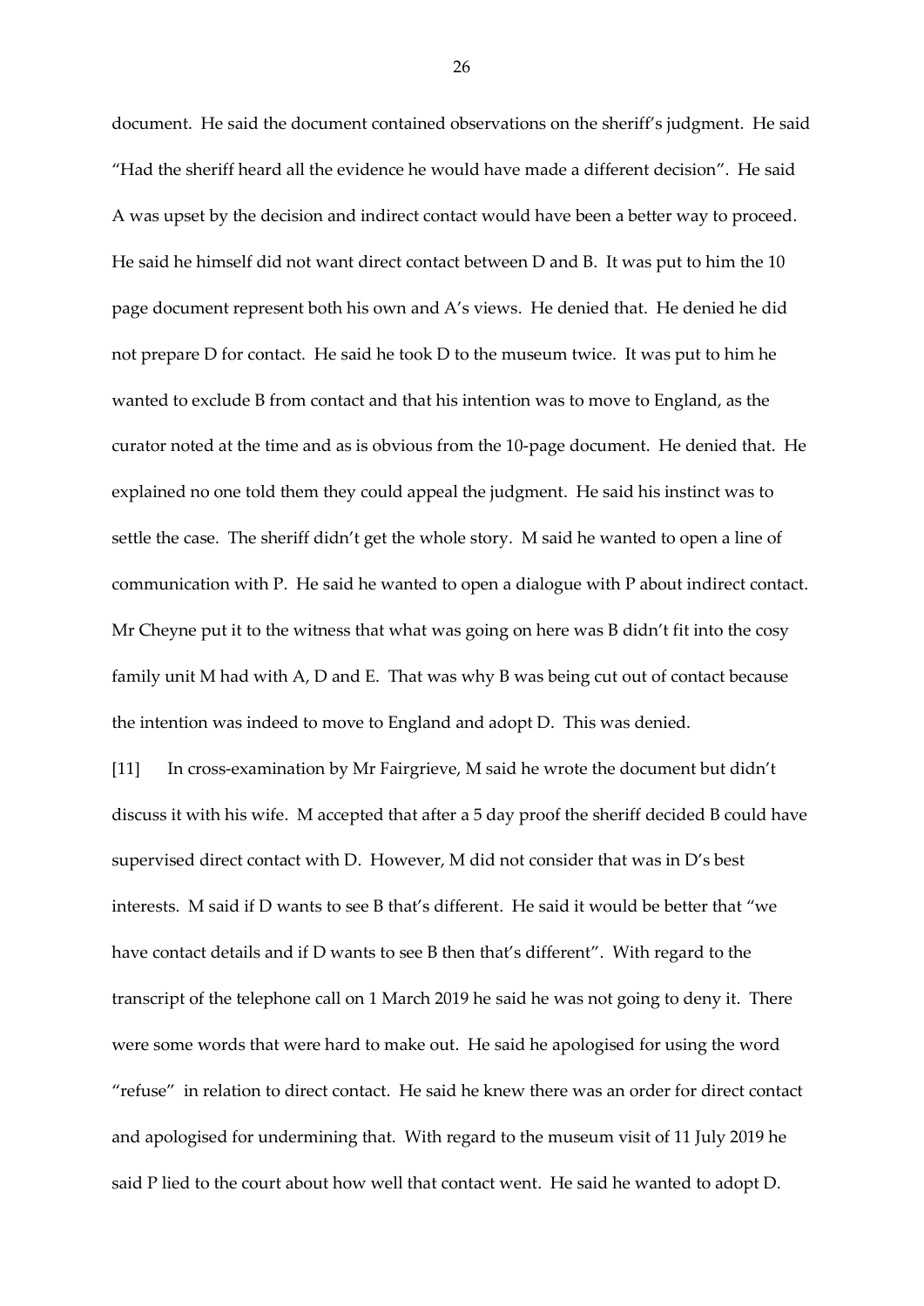document. He said the document contained observations on the sheriff's judgment. He said "Had the sheriff heard all the evidence he would have made a different decision". He said A was upset by the decision and indirect contact would have been a better way to proceed. He said he himself did not want direct contact between D and B. It was put to him the 10 page document represent both his own and A's views. He denied that. He denied he did not prepare D for contact. He said he took D to the museum twice. It was put to him he wanted to exclude B from contact and that his intention was to move to England, as the curator noted at the time and as is obvious from the 10-page document. He denied that. He explained no one told them they could appeal the judgment. He said his instinct was to settle the case. The sheriff didn't get the whole story. M said he wanted to open a line of communication with P. He said he wanted to open a dialogue with P about indirect contact. Mr Cheyne put it to the witness that what was going on here was B didn't fit into the cosy family unit M had with A, D and E. That was why B was being cut out of contact because the intention was indeed to move to England and adopt D. This was denied.

[11] In cross-examination by Mr Fairgrieve, M said he wrote the document but didn't discuss it with his wife. M accepted that after a 5 day proof the sheriff decided B could have supervised direct contact with D. However, M did not consider that was in D's best interests. M said if D wants to see B that's different. He said it would be better that "we have contact details and if D wants to see B then that's different". With regard to the transcript of the telephone call on 1 March 2019 he said he was not going to deny it. There were some words that were hard to make out. He said he apologised for using the word "refuse" in relation to direct contact. He said he knew there was an order for direct contact and apologised for undermining that. With regard to the museum visit of 11 July 2019 he said P lied to the court about how well that contact went. He said he wanted to adopt D.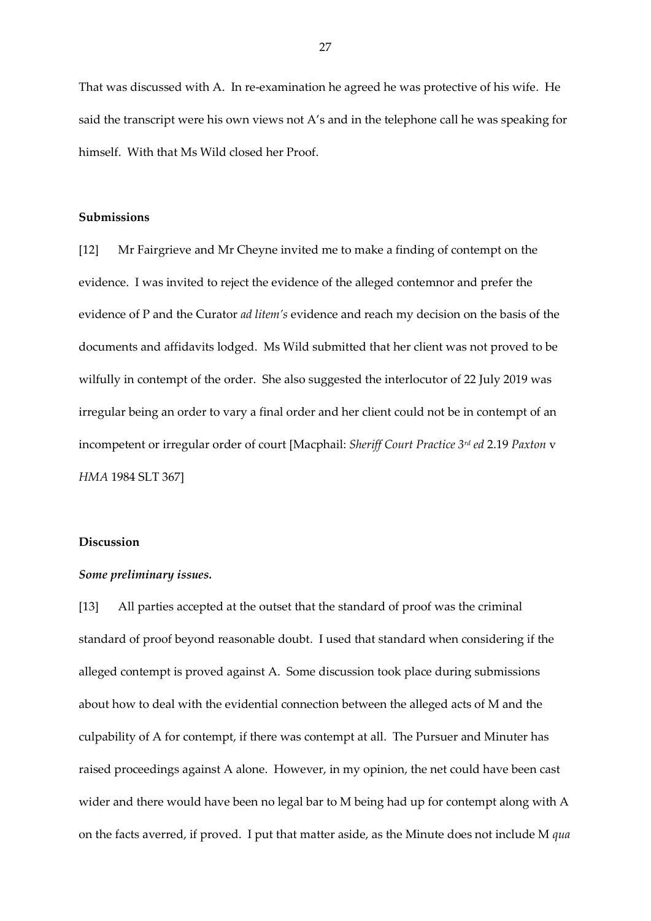That was discussed with A. In re-examination he agreed he was protective of his wife. He said the transcript were his own views not A's and in the telephone call he was speaking for himself. With that Ms Wild closed her Proof.

## Submissions

[12] Mr Fairgrieve and Mr Cheyne invited me to make a finding of contempt on the evidence. I was invited to reject the evidence of the alleged contemnor and prefer the evidence of P and the Curator *ad litem's* evidence and reach my decision on the basis of the documents and affidavits lodged. Ms Wild submitted that her client was not proved to be wilfully in contempt of the order. She also suggested the interlocutor of 22 July 2019 was irregular being an order to vary a final order and her client could not be in contempt of an incompetent or irregular order of court [Macphail: *Sheriff Court Practice 3rd ed* 2.19 *Paxton* v *HMA* 1984 SLT 367]

## Discussion

### *Some preliminary issues.*

[13] All parties accepted at the outset that the standard of proof was the criminal standard of proof beyond reasonable doubt. I used that standard when considering if the alleged contempt is proved against A. Some discussion took place during submissions about how to deal with the evidential connection between the alleged acts of M and the culpability of A for contempt, if there was contempt at all. The Pursuer and Minuter has raised proceedings against A alone. However, in my opinion, the net could have been cast wider and there would have been no legal bar to M being had up for contempt along with A on the facts averred, if proved. I put that matter aside, as the Minute does not include M *qua*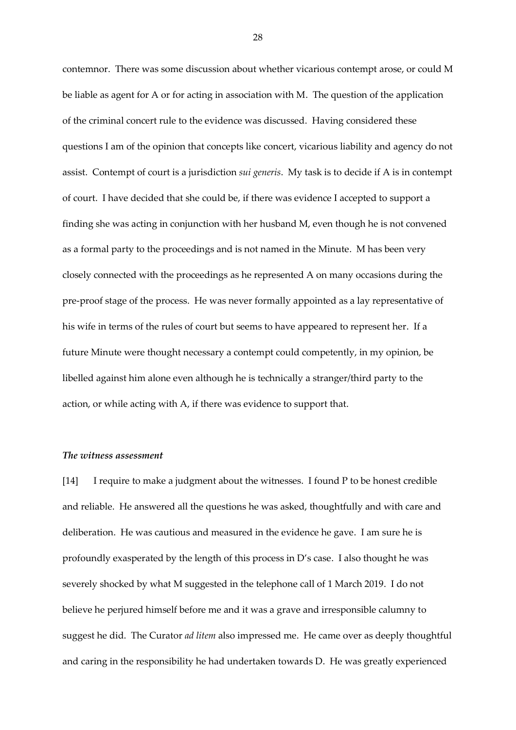contemnor. There was some discussion about whether vicarious contempt arose, or could M be liable as agent for A or for acting in association with M. The question of the application of the criminal concert rule to the evidence was discussed. Having considered these questions I am of the opinion that concepts like concert, vicarious liability and agency do not assist. Contempt of court is a jurisdiction *sui generis*. My task is to decide if A is in contempt of court. I have decided that she could be, if there was evidence I accepted to support a finding she was acting in conjunction with her husband M, even though he is not convened as a formal party to the proceedings and is not named in the Minute. M has been very closely connected with the proceedings as he represented A on many occasions during the pre-proof stage of the process. He was never formally appointed as a lay representative of his wife in terms of the rules of court but seems to have appeared to represent her. If a future Minute were thought necessary a contempt could competently, in my opinion, be libelled against him alone even although he is technically a stranger/third party to the action, or while acting with A, if there was evidence to support that.

### *The witness assessment*

[14] I require to make a judgment about the witnesses. I found P to be honest credible and reliable. He answered all the questions he was asked, thoughtfully and with care and deliberation. He was cautious and measured in the evidence he gave. I am sure he is profoundly exasperated by the length of this process in D's case. I also thought he was severely shocked by what M suggested in the telephone call of 1 March 2019. I do not believe he perjured himself before me and it was a grave and irresponsible calumny to suggest he did. The Curator *ad litem* also impressed me. He came over as deeply thoughtful and caring in the responsibility he had undertaken towards D. He was greatly experienced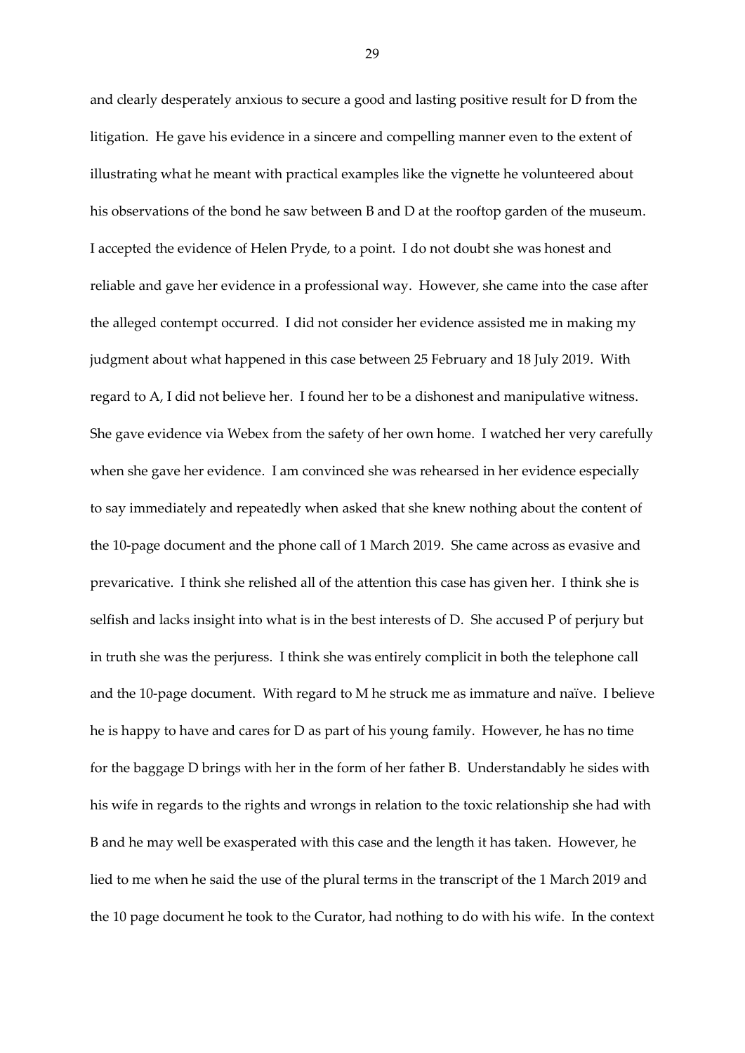and clearly desperately anxious to secure a good and lasting positive result for D from the litigation. He gave his evidence in a sincere and compelling manner even to the extent of illustrating what he meant with practical examples like the vignette he volunteered about his observations of the bond he saw between B and D at the rooftop garden of the museum. I accepted the evidence of Helen Pryde, to a point. I do not doubt she was honest and reliable and gave her evidence in a professional way. However, she came into the case after the alleged contempt occurred. I did not consider her evidence assisted me in making my judgment about what happened in this case between 25 February and 18 July 2019. With regard to A, I did not believe her. I found her to be a dishonest and manipulative witness. She gave evidence via Webex from the safety of her own home. I watched her very carefully when she gave her evidence. I am convinced she was rehearsed in her evidence especially to say immediately and repeatedly when asked that she knew nothing about the content of the 10-page document and the phone call of 1 March 2019. She came across as evasive and prevaricative. I think she relished all of the attention this case has given her. I think she is selfish and lacks insight into what is in the best interests of D. She accused P of perjury but in truth she was the perjuress. I think she was entirely complicit in both the telephone call and the 10-page document. With regard to M he struck me as immature and naïve. I believe he is happy to have and cares for D as part of his young family. However, he has no time for the baggage D brings with her in the form of her father B. Understandably he sides with his wife in regards to the rights and wrongs in relation to the toxic relationship she had with B and he may well be exasperated with this case and the length it has taken. However, he lied to me when he said the use of the plural terms in the transcript of the 1 March 2019 and the 10 page document he took to the Curator, had nothing to do with his wife. In the context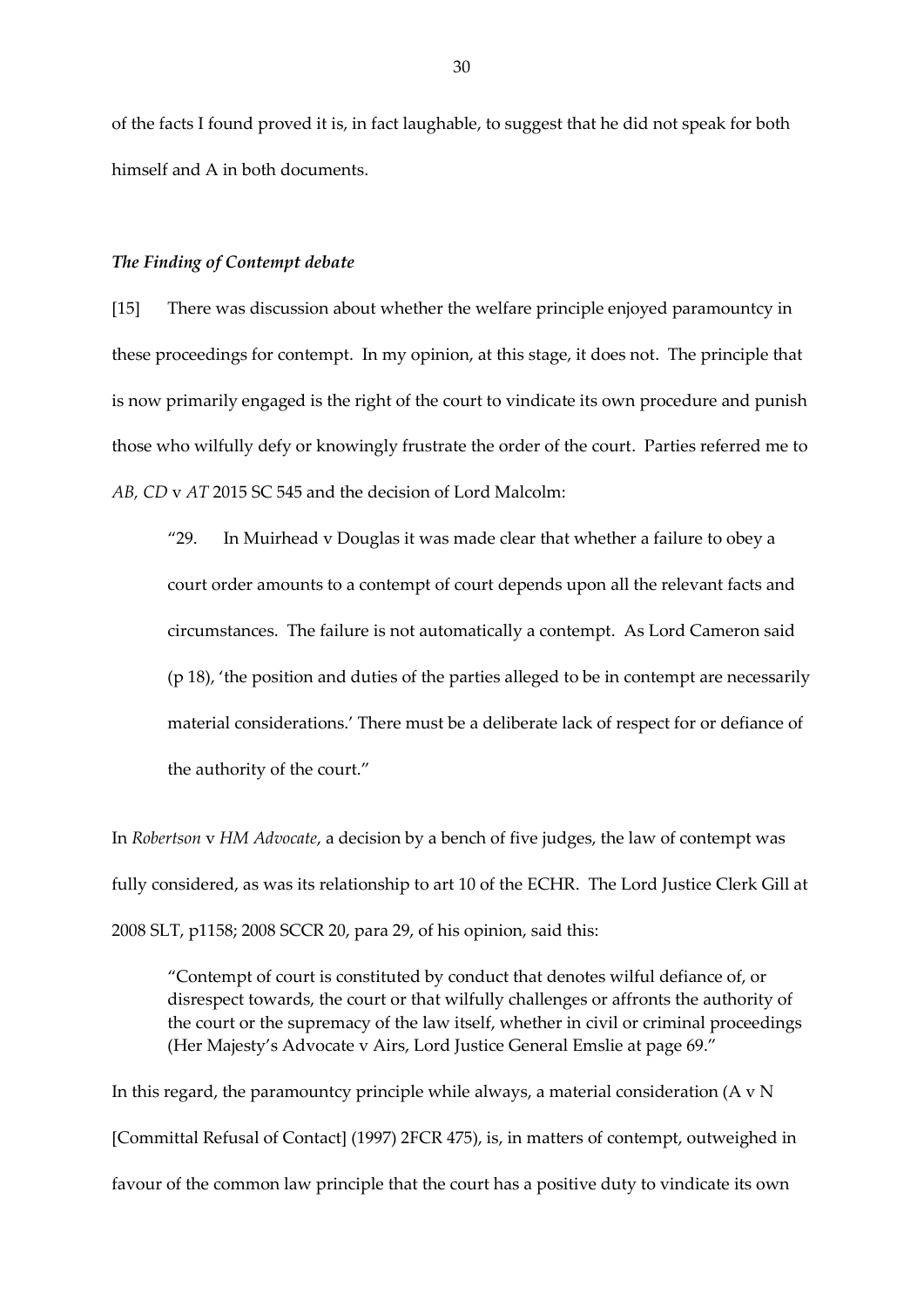of the facts I found proved it is, in fact laughable, to suggest that he did not speak for both himself and A in both documents.

### *The Finding of Contempt debate*

[15] There was discussion about whether the welfare principle enjoyed paramountcy in these proceedings for contempt. In my opinion, at this stage, it does not. The principle that is now primarily engaged is the right of the court to vindicate its own procedure and punish those who wilfully defy or knowingly frustrate the order of the court. Parties referred me to *AB, CD* v *AT* 2015 SC 545 and the decision of Lord Malcolm:

> "29. In Muirhead v Douglas it was made clear that whether a failure to obey a court order amounts to a contempt of court depends upon all the relevant facts and circumstances. The failure is not automatically a contempt. As Lord Cameron said (p 18), 'the position and duties of the parties alleged to be in contempt are necessarily material considerations.' There must be a deliberate lack of respect for or defiance of the authority of the court."

In *Robertson* v *HM Advocate*, a decision by a bench of five judges, the law of contempt was fully considered, as was its relationship to art 10 of the ECHR. The Lord Justice Clerk Gill at 2008 SLT, p1158; 2008 SCCR 20, para 29, of his opinion, said this:

> "Contempt of court is constituted by conduct that denotes wilful defiance of, or disrespect towards, the court or that wilfully challenges or affronts the authority of the court or the supremacy of the law itself, whether in civil or criminal proceedings (Her Majesty's Advocate v Airs, Lord Justice General Emslie at page 69."

In this regard, the paramountcy principle while always, a material consideration (A v N [Committal Refusal of Contact] (1997) 2FCR 475), is, in matters of contempt, outweighed in favour of the common law principle that the court has a positive duty to vindicate its own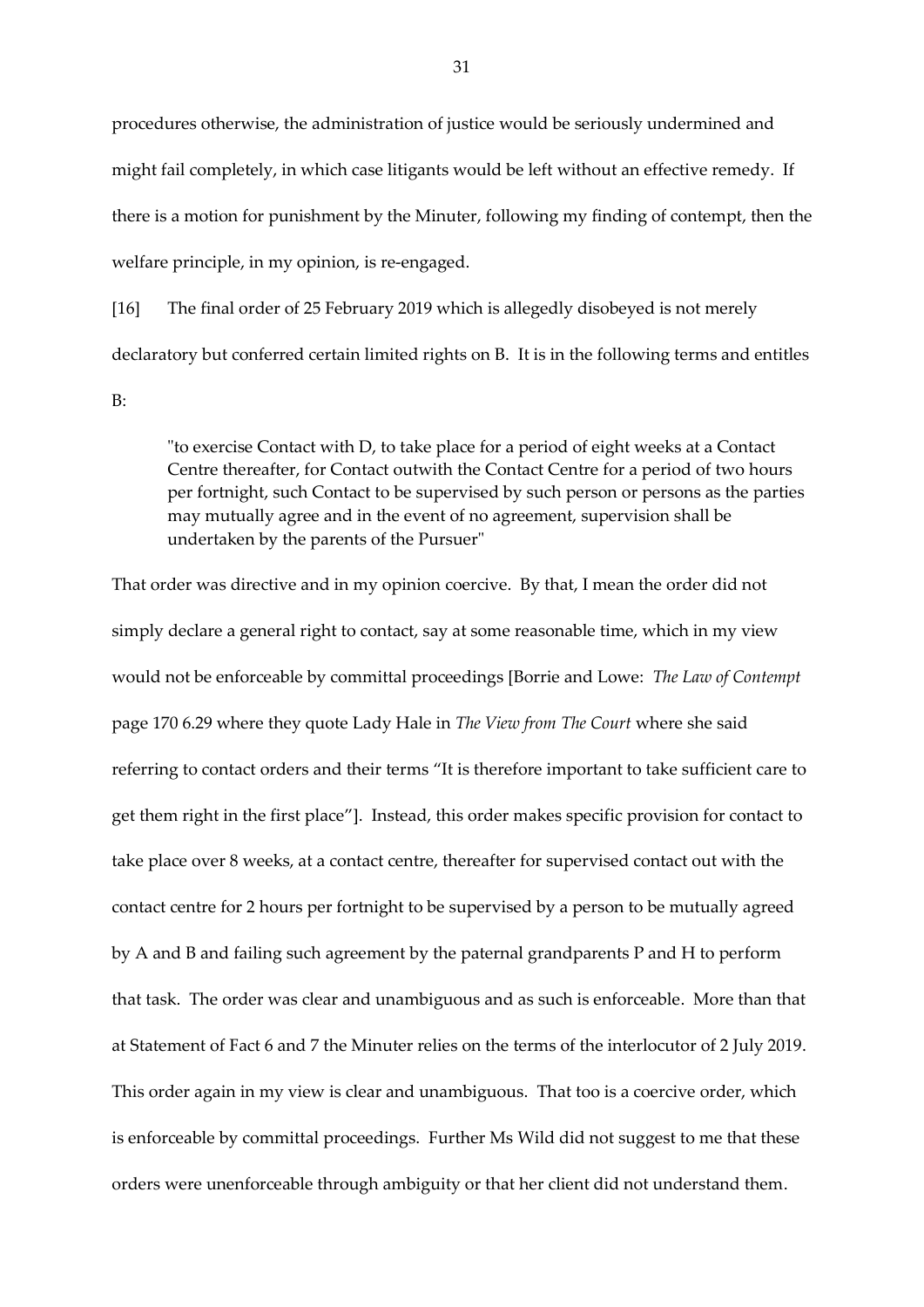procedures otherwise, the administration of justice would be seriously undermined and might fail completely, in which case litigants would be left without an effective remedy. If there is a motion for punishment by the Minuter, following my finding of contempt, then the welfare principle, in my opinion, is re-engaged.

[16] The final order of 25 February 2019 which is allegedly disobeyed is not merely declaratory but conferred certain limited rights on B. It is in the following terms and entitles B:

> "to exercise Contact with D, to take place for a period of eight weeks at a Contact Centre thereafter, for Contact outwith the Contact Centre for a period of two hours per fortnight, such Contact to be supervised by such person or persons as the parties may mutually agree and in the event of no agreement, supervision shall be undertaken by the parents of the Pursuer"

That order was directive and in my opinion coercive. By that, I mean the order did not simply declare a general right to contact, say at some reasonable time, which in my view would not be enforceable by committal proceedings [Borrie and Lowe: *The Law of Contempt* page 170 6.29 where they quote Lady Hale in *The View from The Court* where she said referring to contact orders and their terms "It is therefore important to take sufficient care to get them right in the first place"]. Instead, this order makes specific provision for contact to take place over 8 weeks, at a contact centre, thereafter for supervised contact out with the contact centre for 2 hours per fortnight to be supervised by a person to be mutually agreed by A and B and failing such agreement by the paternal grandparents P and H to perform that task. The order was clear and unambiguous and as such is enforceable. More than that at Statement of Fact 6 and 7 the Minuter relies on the terms of the interlocutor of 2 July 2019. This order again in my view is clear and unambiguous. That too is a coercive order, which is enforceable by committal proceedings. Further Ms Wild did not suggest to me that these orders were unenforceable through ambiguity or that her client did not understand them.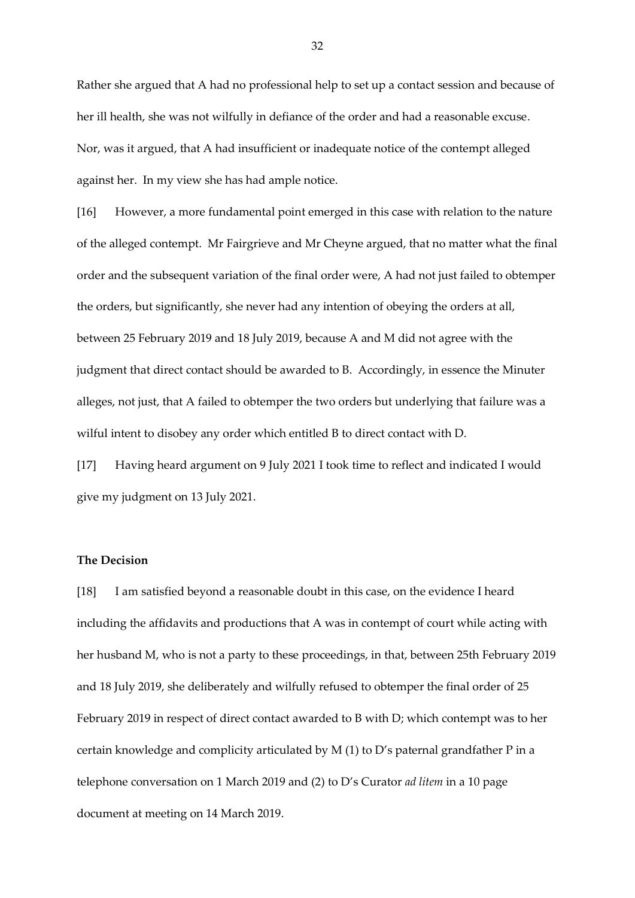Rather she argued that A had no professional help to set up a contact session and because of her ill health, she was not wilfully in defiance of the order and had a reasonable excuse. Nor, was it argued, that A had insufficient or inadequate notice of the contempt alleged against her. In my view she has had ample notice.

[16] However, a more fundamental point emerged in this case with relation to the nature of the alleged contempt. Mr Fairgrieve and Mr Cheyne argued, that no matter what the final order and the subsequent variation of the final order were, A had not just failed to obtemper the orders, but significantly, she never had any intention of obeying the orders at all, between 25 February 2019 and 18 July 2019, because A and M did not agree with the judgment that direct contact should be awarded to B. Accordingly, in essence the Minuter alleges, not just, that A failed to obtemper the two orders but underlying that failure was a wilful intent to disobey any order which entitled B to direct contact with D.

[17] Having heard argument on 9 July 2021 I took time to reflect and indicated I would give my judgment on 13 July 2021.

**The Decision**

[18] I am satisfied beyond a reasonable doubt in this case, on the evidence I heard including the affidavits and productions that A was in contempt of court while acting with her husband M, who is not a party to these proceedings, in that, between 25th February 2019 and 18 July 2019, she deliberately and wilfully refused to obtemper the final order of 25 February 2019 in respect of direct contact awarded to B with D; which contempt was to her certain knowledge and complicity articulated by M (1) to D's paternal grandfather P in a telephone conversation on 1 March 2019 and (2) to D's Curator *ad litem* in a 10 page document at meeting on 14 March 2019.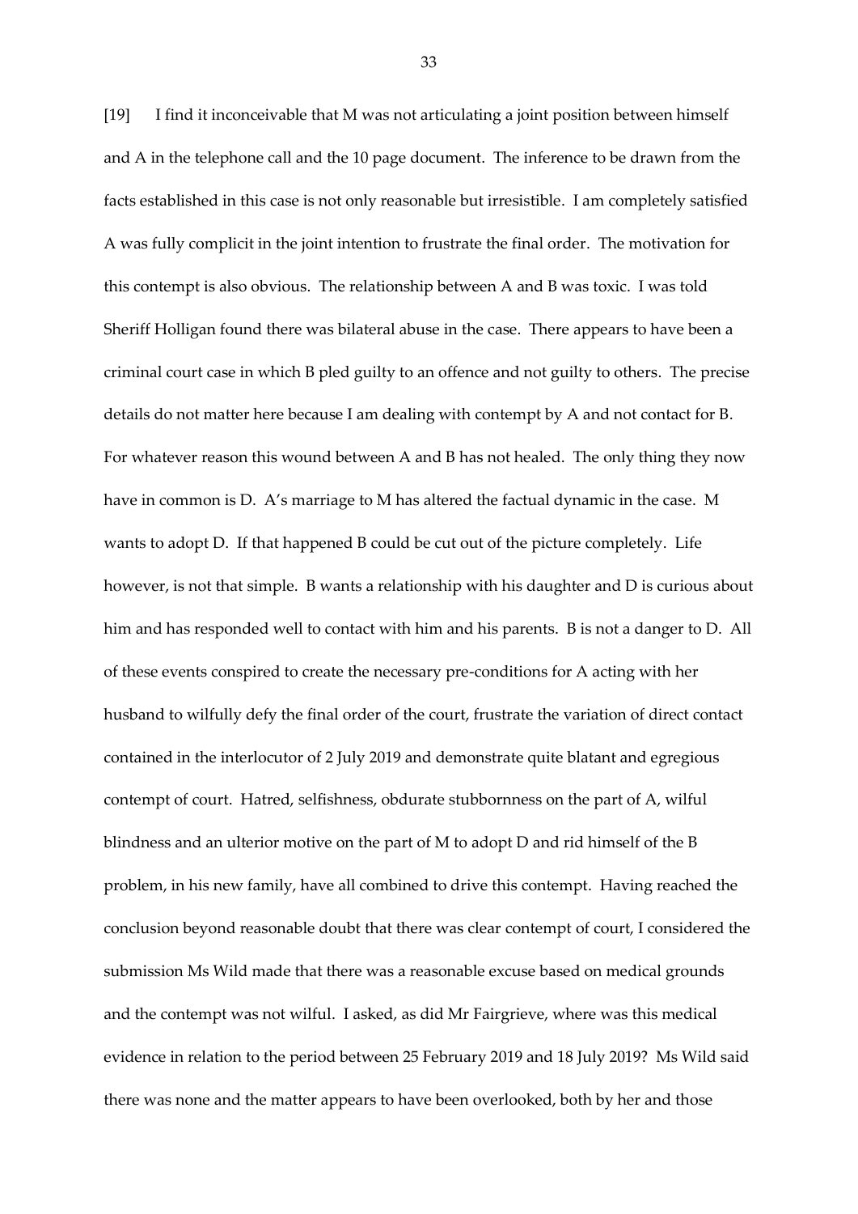[19] I find it inconceivable that M was not articulating a joint position between himself and A in the telephone call and the 10 page document. The inference to be drawn from the facts established in this case is not only reasonable but irresistible. I am completely satisfied A was fully complicit in the joint intention to frustrate the final order. The motivation for this contempt is also obvious. The relationship between A and B was toxic. I was told Sheriff Holligan found there was bilateral abuse in the case. There appears to have been a criminal court case in which B pled guilty to an offence and not guilty to others. The precise details do not matter here because I am dealing with contempt by A and not contact for B. For whatever reason this wound between A and B has not healed. The only thing they now have in common is D. A's marriage to M has altered the factual dynamic in the case. M wants to adopt D. If that happened B could be cut out of the picture completely. Life however, is not that simple. B wants a relationship with his daughter and D is curious about him and has responded well to contact with him and his parents. B is not a danger to D. All of these events conspired to create the necessary pre-conditions for A acting with her husband to wilfully defy the final order of the court, frustrate the variation of direct contact contained in the interlocutor of 2 July 2019 and demonstrate quite blatant and egregious contempt of court. Hatred, selfishness, obdurate stubbornness on the part of A, wilful blindness and an ulterior motive on the part of M to adopt D and rid himself of the B problem, in his new family, have all combined to drive this contempt. Having reached the conclusion beyond reasonable doubt that there was clear contempt of court, I considered the submission Ms Wild made that there was a reasonable excuse based on medical grounds and the contempt was not wilful. I asked, as did Mr Fairgrieve, where was this medical evidence in relation to the period between 25 February 2019 and 18 July 2019? Ms Wild said there was none and the matter appears to have been overlooked, both by her and those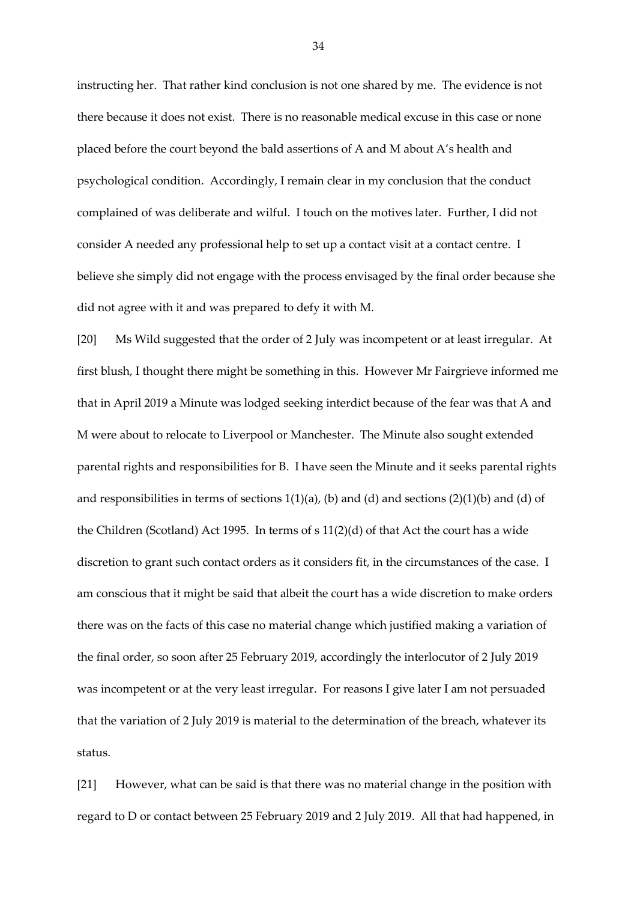instructing her. That rather kind conclusion is not one shared by me. The evidence is not there because it does not exist. There is no reasonable medical excuse in this case or none placed before the court beyond the bald assertions of A and M about A's health and psychological condition. Accordingly, I remain clear in my conclusion that the conduct complained of was deliberate and wilful. I touch on the motives later. Further, I did not consider A needed any professional help to set up a contact visit at a contact centre. I believe she simply did not engage with the process envisaged by the final order because she did not agree with it and was prepared to defy it with M.

[20] Ms Wild suggested that the order of 2 July was incompetent or at least irregular. At first blush, I thought there might be something in this. However Mr Fairgrieve informed me that in April 2019 a Minute was lodged seeking interdict because of the fear was that A and M were about to relocate to Liverpool or Manchester. The Minute also sought extended parental rights and responsibilities for B. I have seen the Minute and it seeks parental rights and responsibilities in terms of sections 1(1)(a), (b) and (d) and sections (2)(1)(b) and (d) of the Children (Scotland) Act 1995. In terms of s 11(2)(d) of that Act the court has a wide discretion to grant such contact orders as it considers fit, in the circumstances of the case. I am conscious that it might be said that albeit the court has a wide discretion to make orders there was on the facts of this case no material change which justified making a variation of the final order, so soon after 25 February 2019, accordingly the interlocutor of 2 July 2019 was incompetent or at the very least irregular. For reasons I give later I am not persuaded that the variation of 2 July 2019 is material to the determination of the breach, whatever its status.

[21] However, what can be said is that there was no material change in the position with regard to D or contact between 25 February 2019 and 2 July 2019. All that had happened, in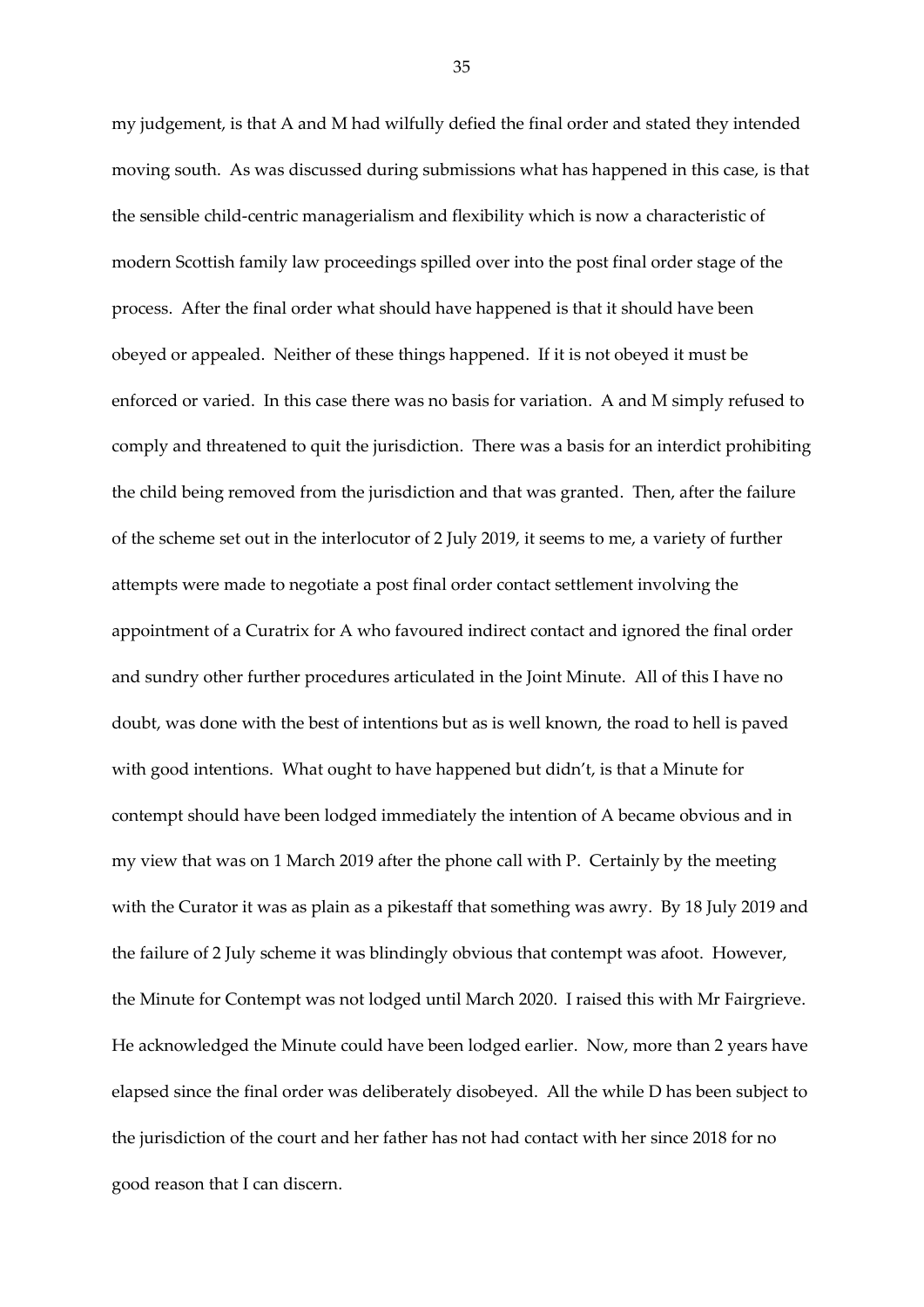my judgement, is that A and M had wilfully defied the final order and stated they intended moving south. As was discussed during submissions what has happened in this case, is that the sensible child-centric managerialism and flexibility which is now a characteristic of modern Scottish family law proceedings spilled over into the post final order stage of the process. After the final order what should have happened is that it should have been obeyed or appealed. Neither of these things happened. If it is not obeyed it must be enforced or varied. In this case there was no basis for variation. A and M simply refused to comply and threatened to quit the jurisdiction. There was a basis for an interdict prohibiting the child being removed from the jurisdiction and that was granted. Then, after the failure of the scheme set out in the interlocutor of 2 July 2019, it seems to me, a variety of further attempts were made to negotiate a post final order contact settlement involving the appointment of a Curatrix for A who favoured indirect contact and ignored the final order and sundry other further procedures articulated in the Joint Minute. All of this I have no doubt, was done with the best of intentions but as is well known, the road to hell is paved with good intentions. What ought to have happened but didn't, is that a Minute for contempt should have been lodged immediately the intention of A became obvious and in my view that was on 1 March 2019 after the phone call with P. Certainly by the meeting with the Curator it was as plain as a pikestaff that something was awry. By 18 July 2019 and the failure of 2 July scheme it was blindingly obvious that contempt was afoot. However, the Minute for Contempt was not lodged until March 2020. I raised this with Mr Fairgrieve. He acknowledged the Minute could have been lodged earlier. Now, more than 2 years have elapsed since the final order was deliberately disobeyed. All the while D has been subject to the jurisdiction of the court and her father has not had contact with her since 2018 for no good reason that I can discern.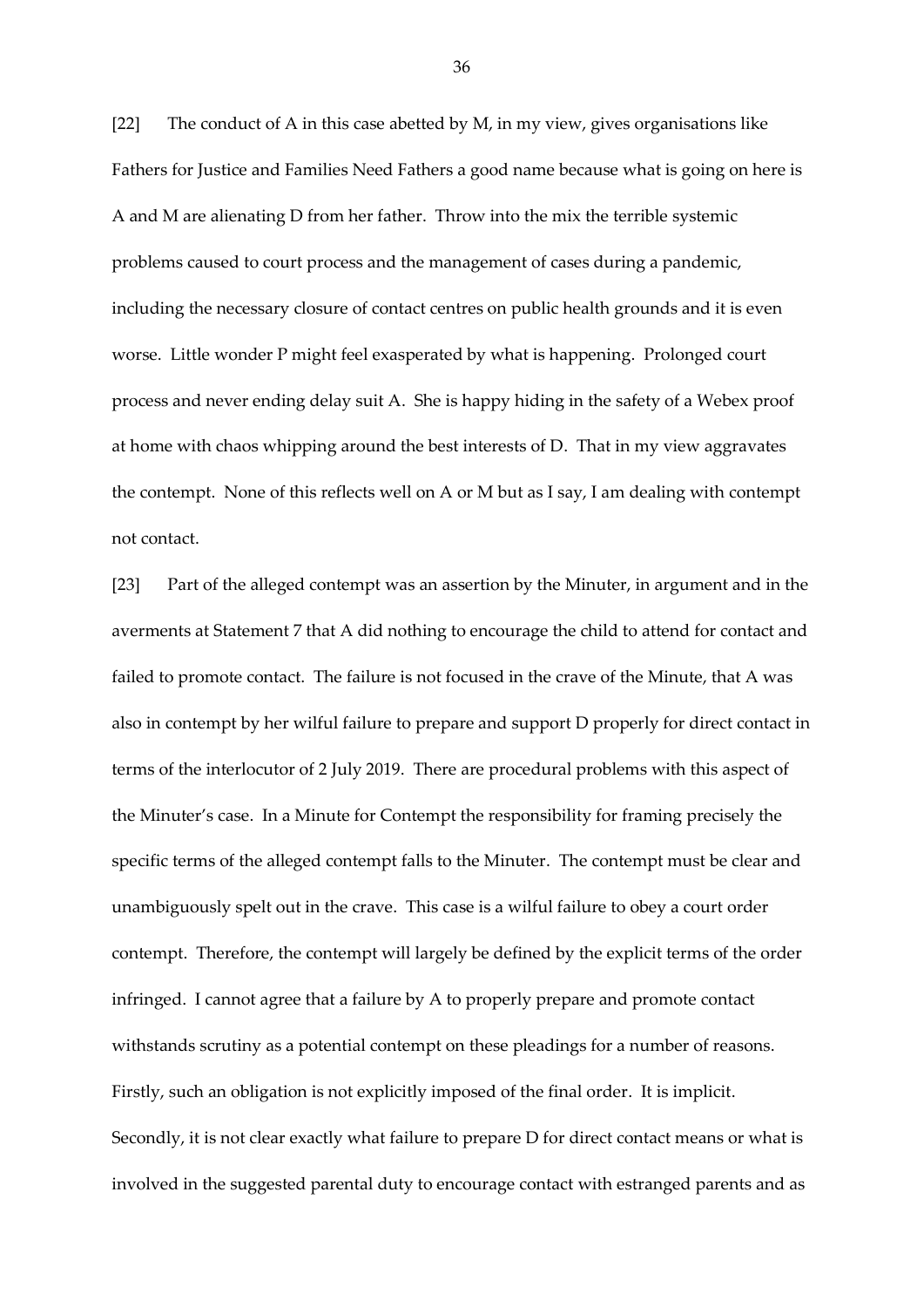[22] The conduct of A in this case abetted by M, in my view, gives organisations like Fathers for Justice and Families Need Fathers a good name because what is going on here is A and M are alienating D from her father. Throw into the mix the terrible systemic problems caused to court process and the management of cases during a pandemic, including the necessary closure of contact centres on public health grounds and it is even worse. Little wonder P might feel exasperated by what is happening. Prolonged court process and never ending delay suit A. She is happy hiding in the safety of a Webex proof at home with chaos whipping around the best interests of D. That in my view aggravates the contempt. None of this reflects well on A or M but as I say, I am dealing with contempt not contact.

[23] Part of the alleged contempt was an assertion by the Minuter, in argument and in the averments at Statement 7 that A did nothing to encourage the child to attend for contact and failed to promote contact. The failure is not focused in the crave of the Minute, that A was also in contempt by her wilful failure to prepare and support D properly for direct contact in terms of the interlocutor of 2 July 2019. There are procedural problems with this aspect of the Minuter's case. In a Minute for Contempt the responsibility for framing precisely the specific terms of the alleged contempt falls to the Minuter. The contempt must be clear and unambiguously spelt out in the crave. This case is a wilful failure to obey a court order contempt. Therefore, the contempt will largely be defined by the explicit terms of the order infringed. I cannot agree that a failure by A to properly prepare and promote contact withstands scrutiny as a potential contempt on these pleadings for a number of reasons. Firstly, such an obligation is not explicitly imposed of the final order. It is implicit. Secondly, it is not clear exactly what failure to prepare D for direct contact means or what is involved in the suggested parental duty to encourage contact with estranged parents and as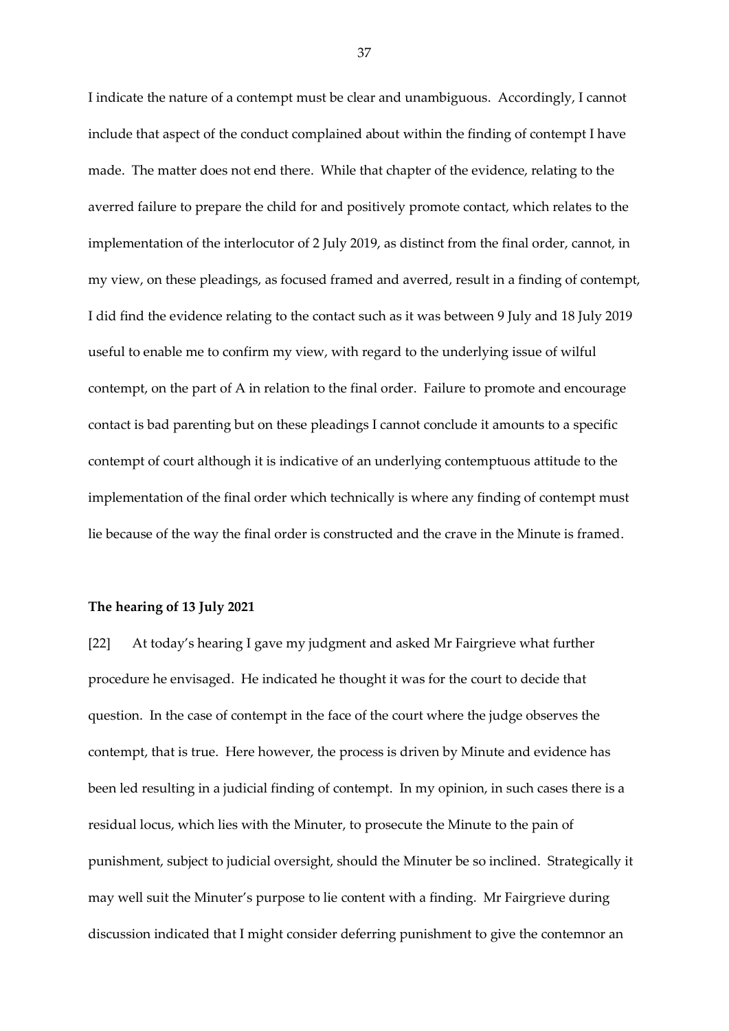I indicate the nature of a contempt must be clear and unambiguous. Accordingly, I cannot include that aspect of the conduct complained about within the finding of contempt I have made. The matter does not end there. While that chapter of the evidence, relating to the averred failure to prepare the child for and positively promote contact, which relates to the implementation of the interlocutor of 2 July 2019, as distinct from the final order, cannot, in my view, on these pleadings, as focused framed and averred, result in a finding of contempt, I did find the evidence relating to the contact such as it was between 9 July and 18 July 2019 useful to enable me to confirm my view, with regard to the underlying issue of wilful contempt, on the part of A in relation to the final order. Failure to promote and encourage contact is bad parenting but on these pleadings I cannot conclude it amounts to a specific contempt of court although it is indicative of an underlying contemptuous attitude to the implementation of the final order which technically is where any finding of contempt must lie because of the way the final order is constructed and the crave in the Minute is framed.

**The hearing of 13 July 2021**

[22] At today's hearing I gave my judgment and asked Mr Fairgrieve what further procedure he envisaged. He indicated he thought it was for the court to decide that question. In the case of contempt in the face of the court where the judge observes the contempt, that is true. Here however, the process is driven by Minute and evidence has been led resulting in a judicial finding of contempt. In my opinion, in such cases there is a residual locus, which lies with the Minuter, to prosecute the Minute to the pain of punishment, subject to judicial oversight, should the Minuter be so inclined. Strategically it may well suit the Minuter's purpose to lie content with a finding. Mr Fairgrieve during discussion indicated that I might consider deferring punishment to give the contemnor an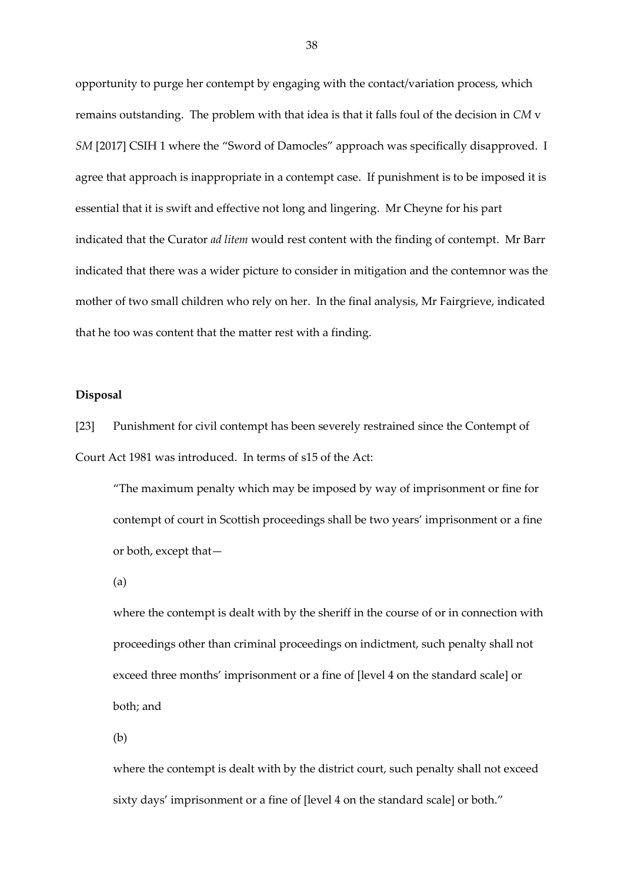opportunity to purge her contempt by engaging with the contact/variation process, which remains outstanding. The problem with that idea is that it falls foul of the decision in *CM* v *SM* [2017] CSIH 1 where the "Sword of Damocles" approach was specifically disapproved. I agree that approach is inappropriate in a contempt case. If punishment is to be imposed it is essential that it is swift and effective not long and lingering. Mr Cheyne for his part indicated that the Curator *ad litem* would rest content with the finding of contempt. Mr Barr indicated that there was a wider picture to consider in mitigation and the contemnor was the mother of two small children who rely on her. In the final analysis, Mr Fairgrieve, indicated that he too was content that the matter rest with a finding.

**Disposal**

[23] Punishment for civil contempt has been severely restrained since the Contempt of Court Act 1981 was introduced. In terms of s15 of the Act:

> "The maximum penalty which may be imposed by way of imprisonment or fine for contempt of court in Scottish proceedings shall be two years' imprisonment or a fine or both, except that—
>
> (a)
>
> where the contempt is dealt with by the sheriff in the course of or in connection with proceedings other than criminal proceedings on indictment, such penalty shall not exceed three months' imprisonment or a fine of [level 4 on the standard scale] or both; and
>
> (b)
>
> where the contempt is dealt with by the district court, such penalty shall not exceed sixty days' imprisonment or a fine of [level 4 on the standard scale] or both."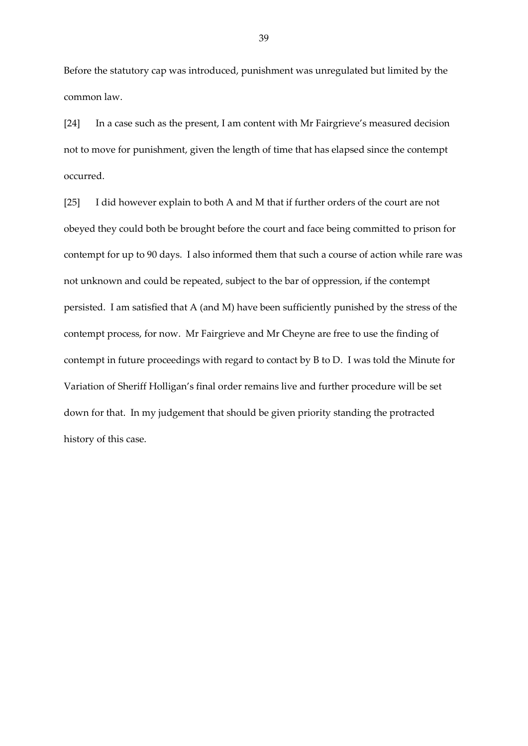Before the statutory cap was introduced, punishment was unregulated but limited by the common law.

[24] In a case such as the present, I am content with Mr Fairgrieve's measured decision not to move for punishment, given the length of time that has elapsed since the contempt occurred.

[25] I did however explain to both A and M that if further orders of the court are not obeyed they could both be brought before the court and face being committed to prison for contempt for up to 90 days. I also informed them that such a course of action while rare was not unknown and could be repeated, subject to the bar of oppression, if the contempt persisted. I am satisfied that A (and M) have been sufficiently punished by the stress of the contempt process, for now. Mr Fairgrieve and Mr Cheyne are free to use the finding of contempt in future proceedings with regard to contact by B to D. I was told the Minute for Variation of Sheriff Holligan's final order remains live and further procedure will be set down for that. In my judgement that should be given priority standing the protracted history of this case.